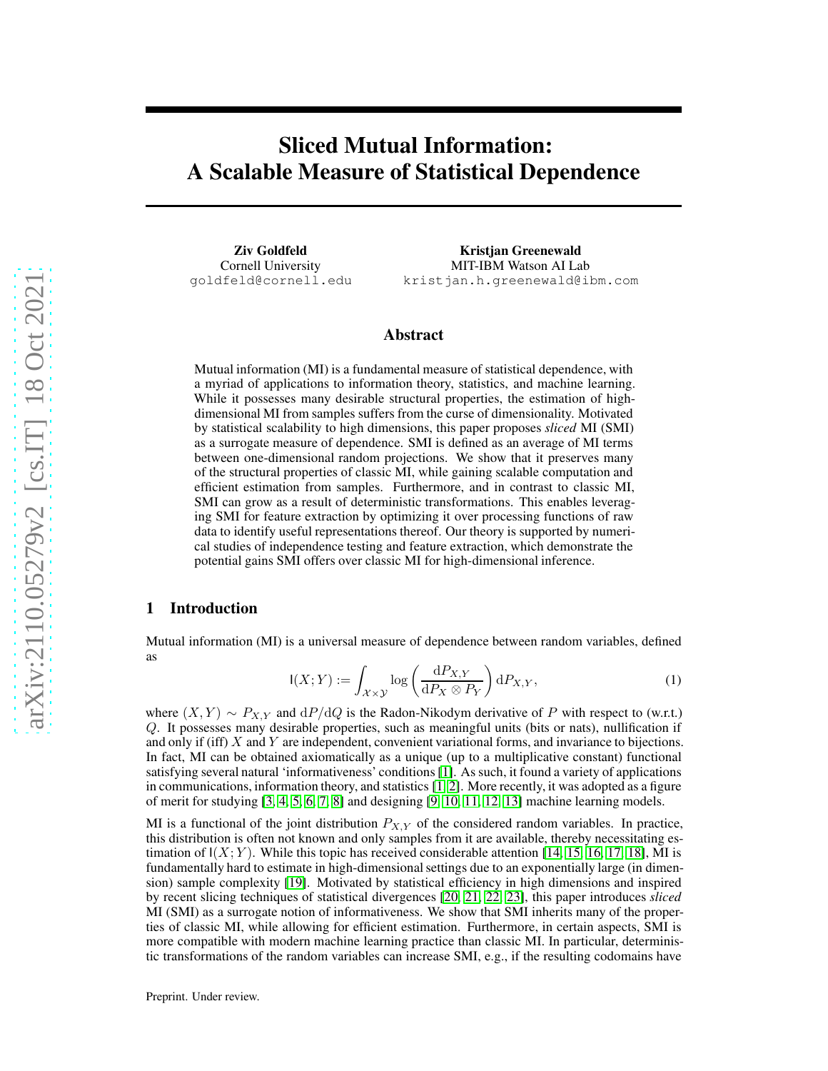# Sliced Mutual Information: A Scalable Measure of Statistical Dependence

**Ziv Goldfeld**
Cornell University
goldfeld@cornell.edu

**Kristjan Greenewald**
MIT-IBM Watson AI Lab
kristjan.h.greenewald@ibm.com

## Abstract

Mutual information (MI) is a fundamental measure of statistical dependence, with a myriad of applications to information theory, statistics, and machine learning. While it possesses many desirable structural properties, the estimation of high-dimensional MI from samples suffers from the curse of dimensionality. Motivated by statistical scalability to high dimensions, this paper proposes *sliced* MI (SMI) as a surrogate measure of dependence. SMI is defined as an average of MI terms between one-dimensional random projections. We show that it preserves many of the structural properties of classic MI, while gaining scalable computation and efficient estimation from samples. Furthermore, and in contrast to classic MI, SMI can grow as a result of deterministic transformations. This enables leveraging SMI for feature extraction by optimizing it over processing functions of raw data to identify useful representations thereof. Our theory is supported by numerical studies of independence testing and feature extraction, which demonstrate the potential gains SMI offers over classic MI for high-dimensional inference.

## 1 Introduction

Mutual information (MI) is a universal measure of dependence between random variables, defined as

$$\mathsf{I}(X;Y) := \int_{\mathcal{X}\times\mathcal{Y}} \log\left(\frac{\mathrm{d}P_{X,Y}}{\mathrm{d}P_X \otimes P_Y}\right) \mathrm{d}P_{X,Y}, \tag{1}$$

where $(X,Y) \sim P_{X,Y}$ and $\mathrm{d}P/\mathrm{d}Q$ is the Radon-Nikodym derivative of $P$ with respect to (w.r.t.) $Q$. It possesses many desirable properties, such as meaningful units (bits or nats), nullification if and only if (iff) $X$ and $Y$ are independent, convenient variational forms, and invariance to bijections. In fact, MI can be obtained axiomatically as a unique (up to a multiplicative constant) functional satisfying several natural 'informativeness' conditions [1]. As such, it found a variety of applications in communications, information theory, and statistics [1, 2]. More recently, it was adopted as a figure of merit for studying [3, 4, 5, 6, 7, 8] and designing [9, 10, 11, 12, 13] machine learning models.

MI is a functional of the joint distribution $P_{X,Y}$ of the considered random variables. In practice, this distribution is often not known and only samples from it are available, thereby necessitating estimation of $\mathsf{I}(X;Y)$. While this topic has received considerable attention [14, 15, 16, 17, 18], MI is fundamentally hard to estimate in high-dimensional settings due to an exponentially large (in dimension) sample complexity [19]. Motivated by statistical efficiency in high dimensions and inspired by recent slicing techniques of statistical divergences [20, 21, 22, 23], this paper introduces *sliced* MI (SMI) as a surrogate notion of informativeness. We show that SMI inherits many of the properties of classic MI, while allowing for efficient estimation. Furthermore, in certain aspects, SMI is more compatible with modern machine learning practice than classic MI. In particular, deterministic transformations of the random variables can increase SMI, e.g., if the resulting codomains have

Preprint. Under review.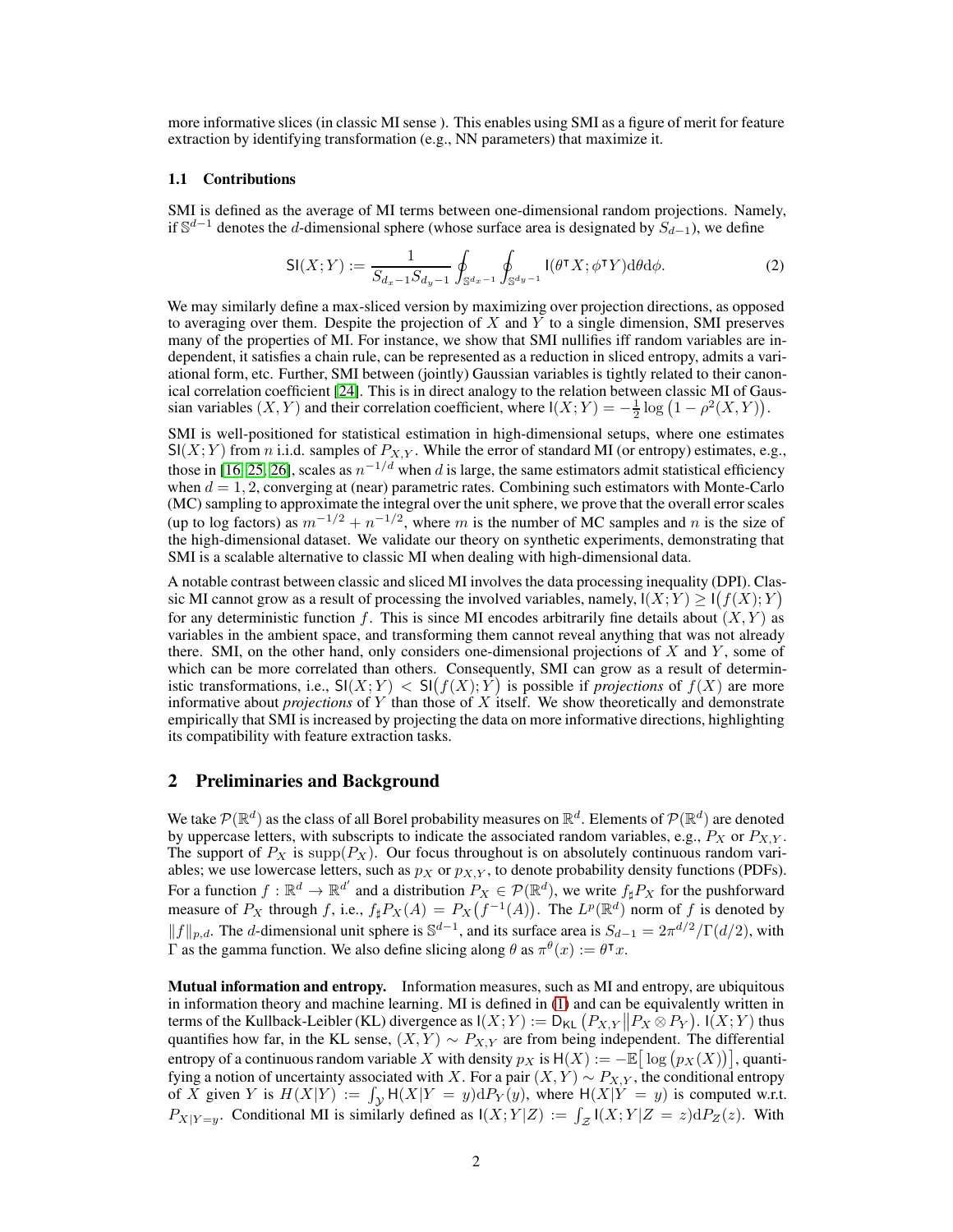more informative slices (in classic MI sense ). This enables using SMI as a figure of merit for feature extraction by identifying transformation (e.g., NN parameters) that maximize it.

### 1.1 Contributions

SMI is defined as the average of MI terms between one-dimensional random projections. Namely, if $\mathbb{S}^{d-1}$ denotes the $d$-dimensional sphere (whose surface area is designated by $S_{d-1}$), we define

$$\mathsf{SI}(X;Y) := \frac{1}{S_{d_x-1}S_{d_y-1}} \oint_{\mathbb{S}^{d_x-1}} \oint_{\mathbb{S}^{d_y-1}} \mathsf{I}(\theta^\intercal X; \phi^\intercal Y) \mathrm{d}\theta \mathrm{d}\phi. \tag{2}$$

We may similarly define a max-sliced version by maximizing over projection directions, as opposed to averaging over them. Despite the projection of $X$ and $Y$ to a single dimension, SMI preserves many of the properties of MI. For instance, we show that SMI nullifies iff random variables are independent, it satisfies a chain rule, can be represented as a reduction in sliced entropy, admits a variational form, etc. Further, SMI between (jointly) Gaussian variables is tightly related to their canonical correlation coefficient [24]. This is in direct analogy to the relation between classic MI of Gaussian variables $(X, Y)$ and their correlation coefficient, where $\mathsf{I}(X;Y) = -\frac{1}{2}\log\big(1 - \rho^2(X,Y)\big)$.

SMI is well-positioned for statistical estimation in high-dimensional setups, where one estimates $\mathsf{SI}(X;Y)$ from $n$ i.i.d. samples of $P_{X,Y}$. While the error of standard MI (or entropy) estimates, e.g., those in [16, 25, 26], scales as $n^{-1/d}$ when $d$ is large, the same estimators admit statistical efficiency when $d = 1, 2$, converging at (near) parametric rates. Combining such estimators with Monte-Carlo (MC) sampling to approximate the integral over the unit sphere, we prove that the overall error scales (up to log factors) as $m^{-1/2} + n^{-1/2}$, where $m$ is the number of MC samples and $n$ is the size of the high-dimensional dataset. We validate our theory on synthetic experiments, demonstrating that SMI is a scalable alternative to classic MI when dealing with high-dimensional data.

A notable contrast between classic and sliced MI involves the data processing inequality (DPI). Classic MI cannot grow as a result of processing the involved variables, namely, $\mathsf{I}(X;Y) \geq \mathsf{I}\big(f(X);Y\big)$ for any deterministic function $f$. This is since MI encodes arbitrarily fine details about $(X, Y)$ as variables in the ambient space, and transforming them cannot reveal anything that was not already there. SMI, on the other hand, only considers one-dimensional projections of $X$ and $Y$, some of which can be more correlated than others. Consequently, SMI can grow as a result of deterministic transformations, i.e., $\mathsf{SI}(X;Y) < \mathsf{SI}\big(f(X);Y\big)$ is possible if *projections* of $f(X)$ are more informative about *projections* of $Y$ than those of $X$ itself. We show theoretically and demonstrate empirically that SMI is increased by projecting the data on more informative directions, highlighting its compatibility with feature extraction tasks.

## 2 Preliminaries and Background

We take $\mathcal{P}(\mathbb{R}^d)$ as the class of all Borel probability measures on $\mathbb{R}^d$. Elements of $\mathcal{P}(\mathbb{R}^d)$ are denoted by uppercase letters, with subscripts to indicate the associated random variables, e.g., $P_X$ or $P_{X,Y}$. The support of $P_X$ is $\mathrm{supp}(P_X)$. Our focus throughout is on absolutely continuous random variables; we use lowercase letters, such as $p_X$ or $p_{X,Y}$, to denote probability density functions (PDFs). For a function $f : \mathbb{R}^d \to \mathbb{R}^{d'}$ and a distribution $P_X \in \mathcal{P}(\mathbb{R}^d)$, we write $f_\sharp P_X$ for the pushforward measure of $P_X$ through $f$, i.e., $f_\sharp P_X(A) = P_X\big(f^{-1}(A)\big)$. The $L^p(\mathbb{R}^d)$ norm of $f$ is denoted by $\|f\|_{p,d}$. The $d$-dimensional unit sphere is $\mathbb{S}^{d-1}$, and its surface area is $S_{d-1} = 2\pi^{d/2}/\Gamma(d/2)$, with $\Gamma$ as the gamma function. We also define slicing along $\theta$ as $\pi^\theta(x) := \theta^\intercal x$.

**Mutual information and entropy.** Information measures, such as MI and entropy, are ubiquitous in information theory and machine learning. MI is defined in (1) and can be equivalently written in terms of the Kullback-Leibler (KL) divergence as $\mathsf{I}(X;Y) := \mathsf{D}_{\mathsf{KL}}\left(P_{X,Y} \middle\| P_X \otimes P_Y\right)$. $\mathsf{I}(X;Y)$ thus quantifies how far, in the KL sense, $(X, Y) \sim P_{X,Y}$ are from being independent. The differential entropy of a continuous random variable $X$ with density $p_X$ is $\mathsf{H}(X) := -\mathbb{E}\big[\log\big(p_X(X)\big)\big]$, quantifying a notion of uncertainty associated with $X$. For a pair $(X, Y) \sim P_{X,Y}$, the conditional entropy of $X$ given $Y$ is $H(X|Y) := \int_{\mathcal{Y}} \mathsf{H}(X|Y = y)\mathrm{d}P_Y(y)$, where $\mathsf{H}(X|Y = y)$ is computed w.r.t. $P_{X|Y=y}$. Conditional MI is similarly defined as $\mathsf{I}(X;Y|Z) := \int_{\mathcal{Z}} \mathsf{I}(X;Y|Z = z)\mathrm{d}P_Z(z)$. With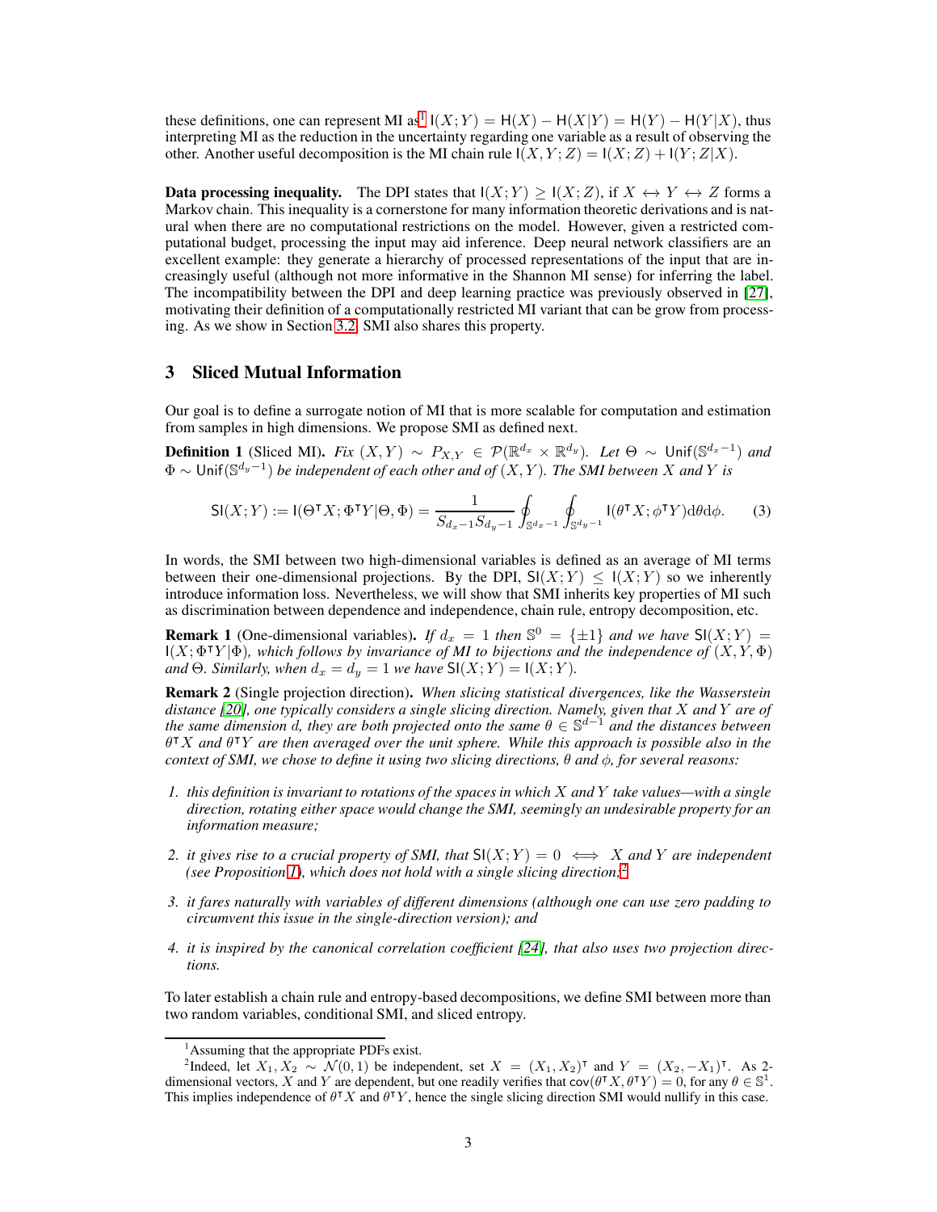these definitions, one can represent MI as[1] $\mathsf{I}(X;Y) = \mathsf{H}(X) - \mathsf{H}(X|Y) = \mathsf{H}(Y) - \mathsf{H}(Y|X)$, thus interpreting MI as the reduction in the uncertainty regarding one variable as a result of observing the other. Another useful decomposition is the MI chain rule $\mathsf{I}(X,Y;Z) = \mathsf{I}(X;Z) + \mathsf{I}(Y;Z|X)$.

**Data processing inequality.** The DPI states that $\mathsf{I}(X;Y) \geq \mathsf{I}(X;Z)$, if $X \leftrightarrow Y \leftrightarrow Z$ forms a Markov chain. This inequality is a cornerstone for many information theoretic derivations and is natural when there are no computational restrictions on the model. However, given a restricted computational budget, processing the input may aid inference. Deep neural network classifiers are an excellent example: they generate a hierarchy of processed representations of the input that are increasingly useful (although not more informative in the Shannon MI sense) for inferring the label. The incompatibility between the DPI and deep learning practice was previously observed in [27], motivating their definition of a computationally restricted MI variant that can be grow from processing. As we show in Section 3.2, SMI also shares this property.

## 3 Sliced Mutual Information

Our goal is to define a surrogate notion of MI that is more scalable for computation and estimation from samples in high dimensions. We propose SMI as defined next.

**Definition 1** (Sliced MI). *Fix $(X,Y) \sim P_{X,Y} \in \mathcal{P}(\mathbb{R}^{d_x} \times \mathbb{R}^{d_y})$. Let $\Theta \sim \mathsf{Unif}(\mathbb{S}^{d_x-1})$ and $\Phi \sim \mathsf{Unif}(\mathbb{S}^{d_y-1})$ be independent of each other and of $(X,Y)$. The SMI between $X$ and $Y$ is*

$$\mathsf{SI}(X;Y) := \mathsf{I}(\Theta^\intercal X; \Phi^\intercal Y|\Theta,\Phi) = \frac{1}{S_{d_x-1}S_{d_y-1}} \oint_{\mathbb{S}^{d_x-1}} \oint_{\mathbb{S}^{d_y-1}} \mathsf{I}(\theta^\intercal X; \phi^\intercal Y) \mathrm{d}\theta \mathrm{d}\phi. \tag{3}$$

In words, the SMI between two high-dimensional variables is defined as an average of MI terms between their one-dimensional projections. By the DPI, $\mathsf{SI}(X;Y) \leq \mathsf{I}(X;Y)$ so we inherently introduce information loss. Nevertheless, we will show that SMI inherits key properties of MI such as discrimination between dependence and independence, chain rule, entropy decomposition, etc.

**Remark 1** (One-dimensional variables). *If $d_x = 1$ then $\mathbb{S}^0 = \{\pm 1\}$ and we have $\mathsf{SI}(X;Y) = \mathsf{I}(X;\Phi^\intercal Y|\Phi)$, which follows by invariance of MI to bijections and the independence of $(X,Y,\Phi)$ and $\Theta$. Similarly, when $d_x = d_y = 1$ we have $\mathsf{SI}(X;Y) = \mathsf{I}(X;Y)$.*

**Remark 2** (Single projection direction). *When slicing statistical divergences, like the Wasserstein distance [20], one typically considers a single slicing direction. Namely, given that $X$ and $Y$ are of the same dimension $d$, they are both projected onto the same $\theta \in \mathbb{S}^{d-1}$ and the distances between $\theta^\intercal X$ and $\theta^\intercal Y$ are then averaged over the unit sphere. While this approach is possible also in the context of SMI, we chose to define it using two slicing directions, $\theta$ and $\phi$, for several reasons:*

1. *this definition is invariant to rotations of the spaces in which $X$ and $Y$ take values—with a single direction, rotating either space would change the SMI, seemingly an undesirable property for an information measure;*
2. *it gives rise to a crucial property of SMI, that $\mathsf{SI}(X;Y) = 0 \iff X$ and $Y$ are independent (see Proposition 1), which does not hold with a single slicing direction;*[2]
3. *it fares naturally with variables of different dimensions (although one can use zero padding to circumvent this issue in the single-direction version); and*
4. *it is inspired by the canonical correlation coefficient [24], that also uses two projection directions.*

To later establish a chain rule and entropy-based decompositions, we define SMI between more than two random variables, conditional SMI, and sliced entropy.

---

[1] Assuming that the appropriate PDFs exist.

[2] Indeed, let $X_1, X_2 \sim \mathcal{N}(0,1)$ be independent, set $X = (X_1, X_2)^\intercal$ and $Y = (X_2, -X_1)^\intercal$. As 2-dimensional vectors, $X$ and $Y$ are dependent, but one readily verifies that $\mathsf{cov}(\theta^\intercal X, \theta^\intercal Y) = 0$, for any $\theta \in \mathbb{S}^1$. This implies independence of $\theta^\intercal X$ and $\theta^\intercal Y$, hence the single slicing direction SMI would nullify in this case.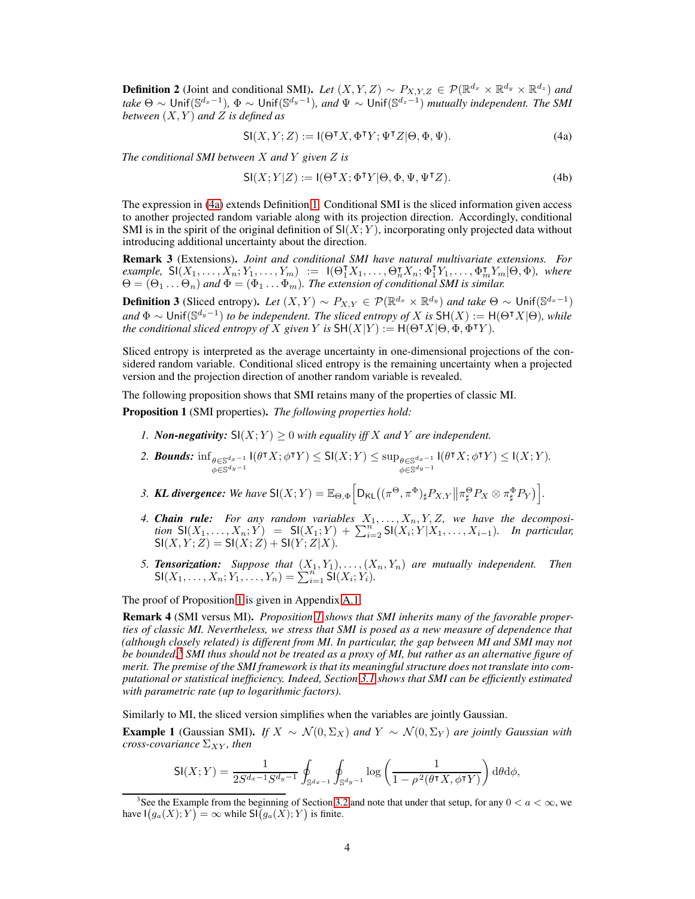**Definition 2** (Joint and conditional SMI)**.** *Let $(X, Y, Z) \sim P_{X,Y,Z} \in \mathcal{P}(\mathbb{R}^{d_x} \times \mathbb{R}^{d_y} \times \mathbb{R}^{d_z})$ and take $\Theta \sim \mathsf{Unif}(\mathbb{S}^{d_x-1})$, $\Phi \sim \mathsf{Unif}(\mathbb{S}^{d_y-1})$, and $\Psi \sim \mathsf{Unif}(\mathbb{S}^{d_z-1})$ mutually independent. The SMI between $(X, Y)$ and $Z$ is defined as*

$$\mathsf{SI}(X, Y; Z) := \mathsf{I}(\Theta^\intercal X, \Phi^\intercal Y; \Psi^\intercal Z | \Theta, \Phi, \Psi). \tag{4a}$$

*The conditional SMI between $X$ and $Y$ given $Z$ is*

$$\mathsf{SI}(X; Y|Z) := \mathsf{I}(\Theta^\intercal X; \Phi^\intercal Y | \Theta, \Phi, \Psi, \Psi^\intercal Z). \tag{4b}$$

The expression in (4a) extends Definition 1. Conditional SMI is the sliced information given access to another projected random variable along with its projection direction. Accordingly, conditional SMI is in the spirit of the original definition of $\mathsf{SI}(X; Y)$, incorporating only projected data without introducing additional uncertainty about the direction.

**Remark 3** (Extensions)**.** *Joint and conditional SMI have natural multivariate extensions. For example, $\mathsf{SI}(X_1, \ldots, X_n; Y_1, \ldots, Y_m) := \mathsf{I}(\Theta_1^\intercal X_1, \ldots, \Theta_n^\intercal X_n; \Phi_1^\intercal Y_1, \ldots, \Phi_m^\intercal Y_m | \Theta, \Phi)$, where $\Theta = (\Theta_1 \ldots \Theta_n)$ and $\Phi = (\Phi_1 \ldots \Phi_m)$. The extension of conditional SMI is similar.*

**Definition 3** (Sliced entropy)**.** *Let $(X, Y) \sim P_{X,Y} \in \mathcal{P}(\mathbb{R}^{d_x} \times \mathbb{R}^{d_y})$ and take $\Theta \sim \mathsf{Unif}(\mathbb{S}^{d_x-1})$ and $\Phi \sim \mathsf{Unif}(\mathbb{S}^{d_y-1})$ to be independent. The sliced entropy of $X$ is $\mathsf{SH}(X) := \mathsf{H}(\Theta^\intercal X|\Theta)$, while the conditional sliced entropy of $X$ given $Y$ is $\mathsf{SH}(X|Y) := \mathsf{H}(\Theta^\intercal X|\Theta, \Phi, \Phi^\intercal Y)$.*

Sliced entropy is interpreted as the average uncertainty in one-dimensional projections of the considered random variable. Conditional sliced entropy is the remaining uncertainty when a projected version and the projection direction of another random variable is revealed.

The following proposition shows that SMI retains many of the properties of classic MI.

**Proposition 1** (SMI properties)**.** *The following properties hold:*

1. ***Non-negativity:*** *$\mathsf{SI}(X; Y) \geq 0$ with equality iff $X$ and $Y$ are independent.*
2. ***Bounds:*** *$\inf_{\substack{\theta \in \mathbb{S}^{d_x-1} \\ \phi \in \mathbb{S}^{d_y-1}}} \mathsf{I}(\theta^\intercal X; \phi^\intercal Y) \leq \mathsf{SI}(X; Y) \leq \sup_{\substack{\theta \in \mathbb{S}^{d_x-1} \\ \phi \in \mathbb{S}^{d_y-1}}} \mathsf{I}(\theta^\intercal X; \phi^\intercal Y) \leq \mathsf{I}(X; Y)$.*
3. ***KL divergence:*** *We have $\mathsf{SI}(X; Y) = \mathbb{E}_{\Theta,\Phi}\Big[\mathsf{D}_{\mathsf{KL}}\big((\pi^\Theta, \pi^\Phi)_\sharp P_{X,Y} \big\| \pi^\Theta_\sharp P_X \otimes \pi^\Phi_\sharp P_Y\big)\Big]$.*
4. ***Chain rule:*** *For any random variables $X_1, \ldots, X_n, Y, Z$, we have the decomposition $\mathsf{SI}(X_1, \ldots, X_n; Y) = \mathsf{SI}(X_1; Y) + \sum_{i=2}^n \mathsf{SI}(X_i; Y|X_1, \ldots, X_{i-1})$. In particular, $\mathsf{SI}(X, Y; Z) = \mathsf{SI}(X; Z) + \mathsf{SI}(Y; Z|X)$.*
5. ***Tensorization:*** *Suppose that $(X_1, Y_1), \ldots, (X_n, Y_n)$ are mutually independent. Then $\mathsf{SI}(X_1, \ldots, X_n; Y_1, \ldots, Y_n) = \sum_{i=1}^n \mathsf{SI}(X_i; Y_i)$.*

The proof of Proposition 1 is given in Appendix A.1.

**Remark 4** (SMI versus MI)**.** *Proposition 1 shows that SMI inherits many of the favorable properties of classic MI. Nevertheless, we stress that SMI is posed as a new measure of dependence that (although closely related) is different from MI. In particular, the gap between MI and SMI may not be bounded.[3] SMI thus should not be treated as a proxy of MI, but rather as an alternative figure of merit. The premise of the SMI framework is that its meaningful structure does not translate into computational or statistical inefficiency. Indeed, Section 3.1 shows that SMI can be efficiently estimated with parametric rate (up to logarithmic factors).*

Similarly to MI, the sliced version simplifies when the variables are jointly Gaussian.

**Example 1** (Gaussian SMI)**.** *If $X \sim \mathcal{N}(0, \Sigma_X)$ and $Y \sim \mathcal{N}(0, \Sigma_Y)$ are jointly Gaussian with cross-covariance $\Sigma_{XY}$, then*

$$\mathsf{SI}(X; Y) = \frac{1}{2S^{d_x-1}S^{d_y-1}} \oint_{\mathbb{S}^{d_x-1}} \oint_{\mathbb{S}^{d_y-1}} \log\left(\frac{1}{1 - \rho^2(\theta^\intercal X, \phi^\intercal Y)}\right) \mathrm{d}\theta \mathrm{d}\phi,$$

[3] See the Example from the beginning of Section 3.2 and note that under that setup, for any $0 < a < \infty$, we have $\mathsf{I}\big(g_a(X); Y\big) = \infty$ while $\mathsf{SI}\big(g_a(X); Y\big)$ is finite.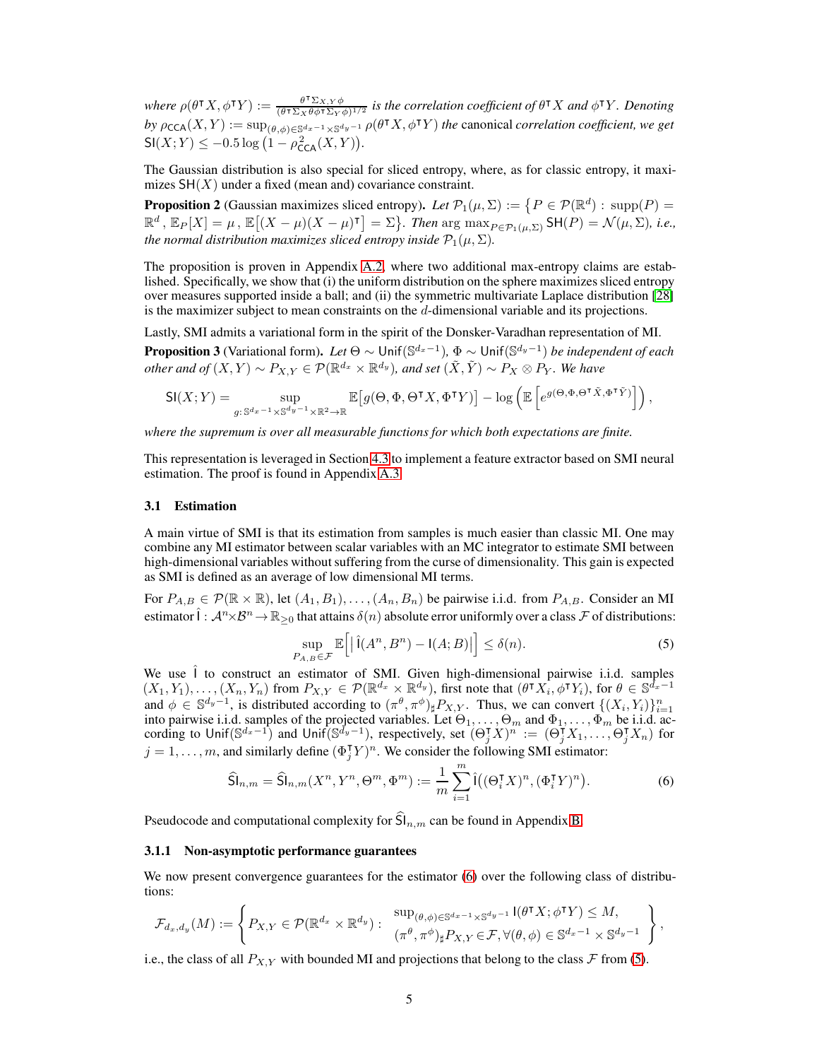*where* $\rho(\theta^\intercal X, \phi^\intercal Y) := \frac{\theta^\intercal \Sigma_{X,Y}\phi}{(\theta^\intercal \Sigma_X \theta \phi^\intercal \Sigma_Y \phi)^{1/2}}$ *is the correlation coefficient of* $\theta^\intercal X$ *and* $\phi^\intercal Y$*. Denoting by* $\rho_{\mathsf{CCA}}(X,Y) := \sup_{(\theta,\phi)\in\mathbb{S}^{d_x-1}\times\mathbb{S}^{d_y-1}} \rho(\theta^\intercal X, \phi^\intercal Y)$ *the* canonical *correlation coefficient, we get* $\mathsf{SI}(X;Y) \leq -0.5\log\left(1-\rho^2_{\mathsf{CCA}}(X,Y)\right)$*.*

The Gaussian distribution is also special for sliced entropy, where, as for classic entropy, it maximizes $\mathsf{SH}(X)$ under a fixed (mean and) covariance constraint.

**Proposition 2** (Gaussian maximizes sliced entropy)**.** *Let* $\mathcal{P}_1(\mu,\Sigma) := \big\{P\in\mathcal{P}(\mathbb{R}^d) : \mathrm{supp}(P) = \mathbb{R}^d,\, \mathbb{E}_P[X] = \mu\,,\, \mathbb{E}\big[(X-\mu)(X-\mu)^\intercal\big] = \Sigma\big\}$*. Then* $\arg\max_{P\in\mathcal{P}_1(\mu,\Sigma)} \mathsf{SH}(P) = \mathcal{N}(\mu,\Sigma)$*, i.e., the normal distribution maximizes sliced entropy inside* $\mathcal{P}_1(\mu,\Sigma)$*.*

The proposition is proven in Appendix A.2, where two additional max-entropy claims are established. Specifically, we show that (i) the uniform distribution on the sphere maximizes sliced entropy over measures supported inside a ball; and (ii) the symmetric multivariate Laplace distribution [28] is the maximizer subject to mean constraints on the $d$-dimensional variable and its projections.

Lastly, SMI admits a variational form in the spirit of the Donsker-Varadhan representation of MI.

**Proposition 3** (Variational form)**.** *Let* $\Theta\sim\mathsf{Unif}(\mathbb{S}^{d_x-1})$*,* $\Phi\sim\mathsf{Unif}(\mathbb{S}^{d_y-1})$ *be independent of each other and of* $(X,Y)\sim P_{X,Y}\in\mathcal{P}(\mathbb{R}^{d_x}\times\mathbb{R}^{d_y})$*, and set* $(\tilde{X},\tilde{Y})\sim P_X\otimes P_Y$*. We have*

$$\mathsf{SI}(X;Y) = \sup_{g:\,\mathbb{S}^{d_x-1}\times\mathbb{S}^{d_y-1}\times\mathbb{R}^2\to\mathbb{R}} \mathbb{E}\big[g(\Theta,\Phi,\Theta^\intercal X,\Phi^\intercal Y)\big] - \log\left(\mathbb{E}\left[e^{g(\Theta,\Phi,\Theta^\intercal\tilde{X},\Phi^\intercal\tilde{Y})}\right]\right),$$

*where the supremum is over all measurable functions for which both expectations are finite.*

This representation is leveraged in Section 4.3 to implement a feature extractor based on SMI neural estimation. The proof is found in Appendix A.3.

### 3.1 Estimation

A main virtue of SMI is that its estimation from samples is much easier than classic MI. One may combine any MI estimator between scalar variables with an MC integrator to estimate SMI between high-dimensional variables without suffering from the curse of dimensionality. This gain is expected as SMI is defined as an average of low dimensional MI terms.

For $P_{A,B}\in\mathcal{P}(\mathbb{R}\times\mathbb{R})$, let $(A_1,B_1),\ldots,(A_n,B_n)$ be pairwise i.i.d. from $P_{A,B}$. Consider an MI estimator $\hat{\mathsf{I}}:\mathcal{A}^n\times\mathcal{B}^n\to\mathbb{R}_{\geq 0}$ that attains $\delta(n)$ absolute error uniformly over a class $\mathcal{F}$ of distributions:

$$\sup_{P_{A,B}\in\mathcal{F}} \mathbb{E}\Big[\big|\,\hat{\mathsf{I}}(A^n,B^n)-\mathsf{I}(A;B)\big|\Big] \leq \delta(n). \tag{5}$$

We use $\hat{\mathsf{I}}$ to construct an estimator of SMI. Given high-dimensional pairwise i.i.d. samples $(X_1,Y_1),\ldots,(X_n,Y_n)$ from $P_{X,Y}\in\mathcal{P}(\mathbb{R}^{d_x}\times\mathbb{R}^{d_y})$, first note that $(\theta^\intercal X_i,\phi^\intercal Y_i)$, for $\theta\in\mathbb{S}^{d_x-1}$ and $\phi\in\mathbb{S}^{d_y-1}$, is distributed according to $(\pi^\theta,\pi^\phi)_\sharp P_{X,Y}$. Thus, we can convert $\{(X_i,Y_i)\}_{i=1}^n$ into pairwise i.i.d. samples of the projected variables. Let $\Theta_1,\ldots,\Theta_m$ and $\Phi_1,\ldots,\Phi_m$ be i.i.d. according to $\mathsf{Unif}(\mathbb{S}^{d_x-1})$ and $\mathsf{Unif}(\mathbb{S}^{d_y-1})$, respectively, set $(\Theta_j^\intercal X)^n := (\Theta_j^\intercal X_1,\ldots,\Theta_j^\intercal X_n)$ for $j=1,\ldots,m$, and similarly define $(\Phi_j^\intercal Y)^n$. We consider the following SMI estimator:

$$\widehat{\mathsf{SI}}_{n,m} = \widehat{\mathsf{SI}}_{n,m}(X^n,Y^n,\Theta^m,\Phi^m) := \frac{1}{m}\sum_{i=1}^m \hat{\mathsf{I}}\big((\Theta_i^\intercal X)^n,(\Phi_i^\intercal Y)^n\big). \tag{6}$$

Pseudocode and computational complexity for $\widehat{\mathsf{SI}}_{n,m}$ can be found in Appendix B.

#### 3.1.1 Non-asymptotic performance guarantees

We now present convergence guarantees for the estimator (6) over the following class of distributions:

$$\mathcal{F}_{d_x,d_y}(M) := \left\{ P_{X,Y}\in\mathcal{P}(\mathbb{R}^{d_x}\times\mathbb{R}^{d_y}) : \begin{array}{l} \sup_{(\theta,\phi)\in\mathbb{S}^{d_x-1}\times\mathbb{S}^{d_y-1}} \mathsf{I}(\theta^\intercal X;\phi^\intercal Y)\leq M, \\ (\pi^\theta,\pi^\phi)_\sharp P_{X,Y}\in\mathcal{F}, \forall(\theta,\phi)\in\mathbb{S}^{d_x-1}\times\mathbb{S}^{d_y-1} \end{array} \right\},$$

i.e., the class of all $P_{X,Y}$ with bounded MI and projections that belong to the class $\mathcal{F}$ from (5).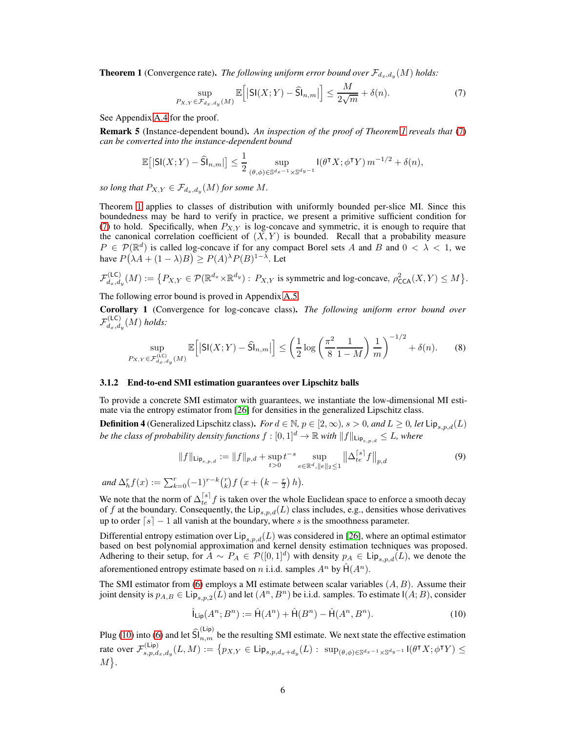**Theorem 1** (Convergence rate)**.** *The following uniform error bound over $\mathcal{F}_{d_x,d_y}(M)$ holds:*

$$\sup_{P_{X,Y}\in\mathcal{F}_{d_x,d_y}(M)} \mathbb{E}\Big[\big|\mathsf{SI}(X;Y)-\widehat{\mathsf{SI}}_{n,m}\big|\Big] \leq \frac{M}{2\sqrt{m}}+\delta(n). \tag{7}$$

See Appendix A.4 for the proof.

**Remark 5** (Instance-dependent bound)**.** *An inspection of the proof of Theorem 1 reveals that (7) can be converted into the instance-dependent bound*

$$\mathbb{E}\big[|\mathsf{SI}(X;Y)-\widehat{\mathsf{SI}}_{n,m}|\big] \leq \frac{1}{2}\sup_{(\theta,\phi)\in\mathbb{S}^{d_x-1}\times\mathbb{S}^{d_y-1}} \mathsf{I}(\theta^\intercal X;\phi^\intercal Y)\, m^{-1/2}+\delta(n),$$

*so long that $P_{X,Y}\in\mathcal{F}_{d_x,d_y}(M)$ for some $M$.*

Theorem 1 applies to classes of distribution with uniformly bounded per-slice MI. Since this boundedness may be hard to verify in practice, we present a primitive sufficient condition for (7) to hold. Specifically, when $P_{X,Y}$ is log-concave and symmetric, it is enough to require that the canonical correlation coefficient of $(X,Y)$ is bounded. Recall that a probability measure $P\in\mathcal{P}(\mathbb{R}^d)$ is called log-concave if for any compact Borel sets $A$ and $B$ and $0<\lambda<1$, we have $P\big(\lambda A+(1-\lambda)B\big)\geq P(A)^\lambda P(B)^{1-\lambda}$. Let

$$\mathcal{F}^{(\mathsf{LC})}_{d_x,d_y}(M) := \big\{P_{X,Y}\in\mathcal{P}(\mathbb{R}^{d_x}\times\mathbb{R}^{d_y}):\ P_{X,Y}\text{ is symmetric and log-concave, }\rho^2_{\mathsf{CCA}}(X,Y)\leq M\big\}.$$

The following error bound is proved in Appendix A.5.

**Corollary 1** (Convergence for log-concave class)**.** *The following uniform error bound over $\mathcal{F}^{(\mathsf{LC})}_{d_x,d_y}(M)$ holds:*

$$\sup_{P_{X,Y}\in\mathcal{F}^{(\mathsf{LC})}_{d_x,d_y}(M)} \mathbb{E}\Big[\big|\mathsf{SI}(X;Y)-\widehat{\mathsf{SI}}_{n,m}\big|\Big] \leq \left(\frac{1}{2}\log\left(\frac{\pi^2}{8}\frac{1}{1-M}\right)\frac{1}{m}\right)^{-1/2}+\delta(n). \tag{8}$$

### 3.1.2 End-to-end SMI estimation guarantees over Lipschitz balls

To provide a concrete SMI estimator with guarantees, we instantiate the low-dimensional MI estimate via the entropy estimator from [26] for densities in the generalized Lipschitz class.

**Definition 4** (Generalized Lipschitz class)**.** *For $d\in\mathbb{N}$, $p\in[2,\infty)$, $s>0$, and $L\geq 0$, let $\mathsf{Lip}_{s,p,d}(L)$ be the class of probability density functions $f:[0,1]^d\to\mathbb{R}$ with $\|f\|_{\mathsf{Lip}_{s,p,d}}\leq L$, where*

$$\|f\|_{\mathsf{Lip}_{s,p,d}} := \|f\|_{p,d}+\sup_{t>0} t^{-s}\sup_{e\in\mathbb{R}^d,\|e\|_2\leq 1}\big\|\Delta^{\lceil s\rceil}_{te}f\big\|_{p,d} \tag{9}$$

*and $\Delta^r_h f(x) := \sum_{k=0}^r (-1)^{r-k}\binom{r}{k} f\left(x+\left(k-\frac{r}{2}\right)h\right)$.*

We note that the norm of $\Delta^{\lceil s\rceil}_{te}f$ is taken over the whole Euclidean space to enforce a smooth decay of $f$ at the boundary. Consequently, the $\mathsf{Lip}_{s,p,d}(L)$ class includes, e.g., densities whose derivatives up to order $\lceil s\rceil-1$ all vanish at the boundary, where $s$ is the smoothness parameter.

Differential entropy estimation over $\mathsf{Lip}_{s,p,d}(L)$ was considered in [26], where an optimal estimator based on best polynomial approximation and kernel density estimation techniques was proposed. Adhering to their setup, for $A\sim P_A\in\mathcal{P}([0,1]^d)$ with density $p_A\in\mathsf{Lip}_{s,p,d}(L)$, we denote the aforementioned entropy estimate based on $n$ i.i.d. samples $A^n$ by $\hat{\mathsf{H}}(A^n)$.

The SMI estimator from (6) employs a MI estimate between scalar variables $(A,B)$. Assume their joint density is $p_{A,B}\in\mathsf{Lip}_{s,p,2}(L)$ and let $(A^n,B^n)$ be i.i.d. samples. To estimate $\mathsf{I}(A;B)$, consider

$$\hat{\mathsf{I}}_{\mathsf{Lip}}(A^n;B^n) := \hat{\mathsf{H}}(A^n)+\hat{\mathsf{H}}(B^n)-\hat{\mathsf{H}}(A^n,B^n). \tag{10}$$

Plug (10) into (6) and let $\widehat{\mathsf{SI}}^{(\mathsf{Lip})}_{n,m}$ be the resulting SMI estimate. We next state the effective estimation rate over $\mathcal{F}^{(\mathsf{Lip})}_{s,p,d_x,d_y}(L,M) := \big\{p_{X,Y}\in\mathsf{Lip}_{s,p,d_x+d_y}(L):\ \sup_{(\theta,\phi)\in\mathbb{S}^{d_x-1}\times\mathbb{S}^{d_y-1}}\mathsf{I}(\theta^\intercal X;\phi^\intercal Y)\leq M\big\}$.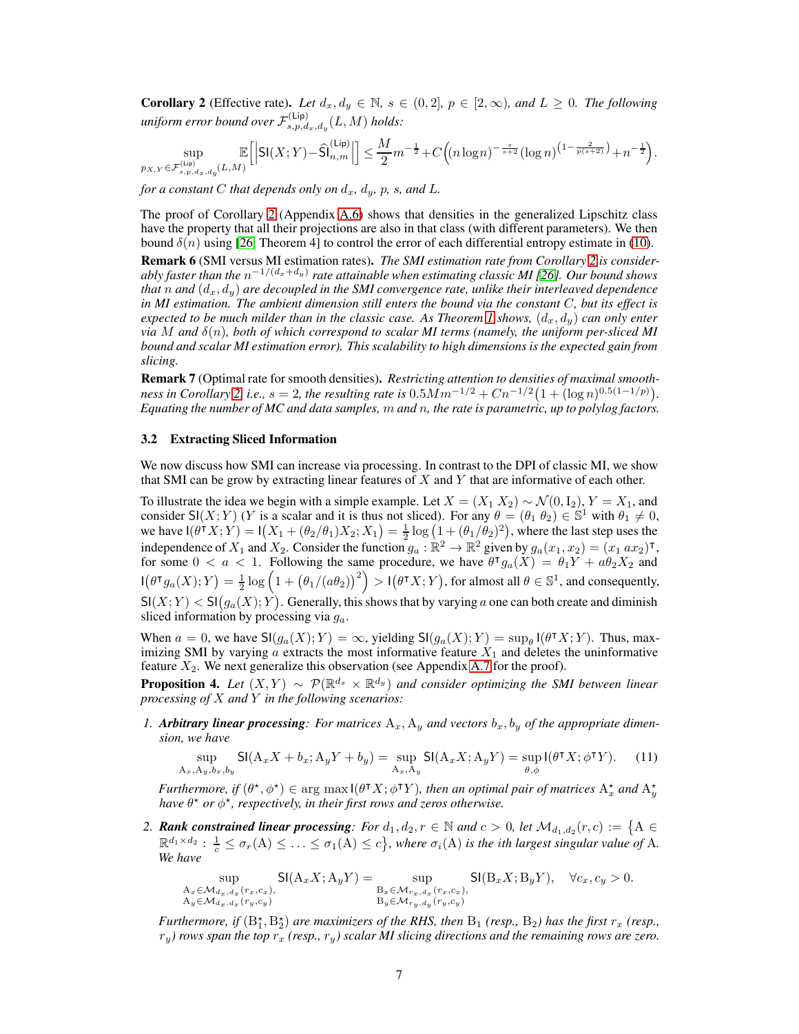**Corollary 2** (Effective rate)**.** *Let $d_x, d_y \in \mathbb{N}$, $s \in (0,2]$, $p \in [2,\infty)$, and $L \geq 0$. The following uniform error bound over $\mathcal{F}^{(\mathsf{Lip})}_{s,p,d_x,d_y}(L,M)$ holds:*

$$\sup_{p_{X,Y} \in \mathcal{F}^{(\mathsf{Lip})}_{s,p,d_x,d_y}(L,M)} \mathbb{E}\left[\left|\mathsf{SI}(X;Y) - \widehat{\mathsf{SI}}^{(\mathsf{Lip})}_{n,m}\right|\right] \leq \frac{M}{2} m^{-\frac{1}{2}} + C\left((n \log n)^{-\frac{s}{s+2}} (\log n)^{\left(1 - \frac{2}{p(s+2)}\right)} + n^{-\frac{1}{2}}\right).$$

*for a constant $C$ that depends only on $d_x$, $d_y$, $p$, $s$, and $L$.*

The proof of Corollary 2 (Appendix A.6) shows that densities in the generalized Lipschitz class have the property that all their projections are also in that class (with different parameters). We then bound $\delta(n)$ using [26, Theorem 4] to control the error of each differential entropy estimate in (10).

**Remark 6** (SMI versus MI estimation rates)**.** *The SMI estimation rate from Corollary 2 is considerably faster than the $n^{-1/(d_x+d_y)}$ rate attainable when estimating classic MI [26]. Our bound shows that $n$ and $(d_x, d_y)$ are decoupled in the SMI convergence rate, unlike their interleaved dependence in MI estimation. The ambient dimension still enters the bound via the constant $C$, but its effect is expected to be much milder than in the classic case. As Theorem 1 shows, $(d_x, d_y)$ can only enter via $M$ and $\delta(n)$, both of which correspond to scalar MI terms (namely, the uniform per-sliced MI bound and scalar MI estimation error). This scalability to high dimensions is the expected gain from slicing.*

**Remark 7** (Optimal rate for smooth densities)**.** *Restricting attention to densities of maximal smoothness in Corollary 2, i.e., $s = 2$, the resulting rate is $0.5Mm^{-1/2} + Cn^{-1/2}\big(1 + (\log n)^{0.5(1-1/p)}\big)$. Equating the number of MC and data samples, $m$ and $n$, the rate is parametric, up to polylog factors.*

### 3.2 Extracting Sliced Information

We now discuss how SMI can increase via processing. In contrast to the DPI of classic MI, we show that SMI can be grow by extracting linear features of $X$ and $Y$ that are informative of each other.

To illustrate the idea we begin with a simple example. Let $X = (X_1\ X_2) \sim \mathcal{N}(0, \mathrm{I}_2)$, $Y = X_1$, and consider $\mathsf{SI}(X;Y)$ ($Y$ is a scalar and it is thus not sliced). For any $\theta = (\theta_1\ \theta_2) \in \mathbb{S}^1$ with $\theta_1 \neq 0$, we have $\mathsf{I}(\theta^\intercal X; Y) = \mathsf{I}\big(X_1 + (\theta_2/\theta_1)X_2; X_1\big) = \frac{1}{2}\log\big(1 + (\theta_1/\theta_2)^2\big)$, where the last step uses the independence of $X_1$ and $X_2$. Consider the function $g_a : \mathbb{R}^2 \to \mathbb{R}^2$ given by $g_a(x_1, x_2) = (x_1\ ax_2)^\intercal$, for some $0 < a < 1$. Following the same procedure, we have $\theta^\intercal g_a(X) = \theta_1 Y + a\theta_2 X_2$ and $\mathsf{I}\big(\theta^\intercal g_a(X); Y\big) = \frac{1}{2}\log\Big(1 + \big(\theta_1/(a\theta_2)\big)^2\Big) > \mathsf{I}\big(\theta^\intercal X; Y\big)$, for almost all $\theta \in \mathbb{S}^1$, and consequently, $\mathsf{SI}(X;Y) < \mathsf{SI}\big(g_a(X); Y\big)$. Generally, this shows that by varying $a$ one can both create and diminish sliced information by processing via $g_a$.

When $a = 0$, we have $\mathsf{SI}(g_a(X); Y) = \infty$, yielding $\mathsf{SI}(g_a(X); Y) = \sup_\theta \mathsf{I}(\theta^\intercal X; Y)$. Thus, maximizing SMI by varying $a$ extracts the most informative feature $X_1$ and deletes the uninformative feature $X_2$. We next generalize this observation (see Appendix A.7 for the proof).

**Proposition 4.** *Let $(X,Y) \sim \mathcal{P}(\mathbb{R}^{d_x} \times \mathbb{R}^{d_y})$ and consider optimizing the SMI between linear processing of $X$ and $Y$ in the following scenarios:*

1. ***Arbitrary linear processing**: For matrices $\mathrm{A}_x, \mathrm{A}_y$ and vectors $b_x, b_y$ of the appropriate dimension, we have*

$$\sup_{\mathrm{A}_x, \mathrm{A}_y, b_x, b_y} \mathsf{SI}(\mathrm{A}_x X + b_x; \mathrm{A}_y Y + b_y) = \sup_{\mathrm{A}_x, \mathrm{A}_y} \mathsf{SI}(\mathrm{A}_x X; \mathrm{A}_y Y) = \sup_{\theta, \phi} \mathsf{I}(\theta^\intercal X; \phi^\intercal Y). \tag{11}$$

   *Furthermore, if $(\theta^\star, \phi^\star) \in \arg\max \mathsf{I}(\theta^\intercal X; \phi^\intercal Y)$, then an optimal pair of matrices $\mathrm{A}_x^\star$ and $\mathrm{A}_y^\star$ have $\theta^\star$ or $\phi^\star$, respectively, in their first rows and zeros otherwise.*

2. ***Rank constrained linear processing**: For $d_1, d_2, r \in \mathbb{N}$ and $c > 0$, let $\mathcal{M}_{d_1,d_2}(r,c) := \big\{\mathrm{A} \in \mathbb{R}^{d_1 \times d_2} : \frac{1}{c} \leq \sigma_r(\mathrm{A}) \leq \ldots \leq \sigma_1(\mathrm{A}) \leq c\big\}$, where $\sigma_i(\mathrm{A})$ is the ith largest singular value of $\mathrm{A}$. We have*

$$\sup_{\substack{\mathrm{A}_x \in \mathcal{M}_{d_x,d_x}(r_x,c_x), \\ \mathrm{A}_y \in \mathcal{M}_{d_x,d_x}(r_y,c_y)}} \mathsf{SI}(\mathrm{A}_x X; \mathrm{A}_y Y) = \sup_{\substack{\mathrm{B}_x \in \mathcal{M}_{r_x,d_x}(r_x,c_x), \\ \mathrm{B}_y \in \mathcal{M}_{r_y,d_y}(r_y,c_y)}} \mathsf{SI}(\mathrm{B}_x X; \mathrm{B}_y Y), \quad \forall c_x, c_y > 0.$$

   *Furthermore, if $(\mathrm{B}_1^\star, \mathrm{B}_2^\star)$ are maximizers of the RHS, then $\mathrm{B}_1$ (resp., $\mathrm{B}_2$) has the first $r_x$ (resp., $r_y$) rows span the top $r_x$ (resp., $r_y$) scalar MI slicing directions and the remaining rows are zero.*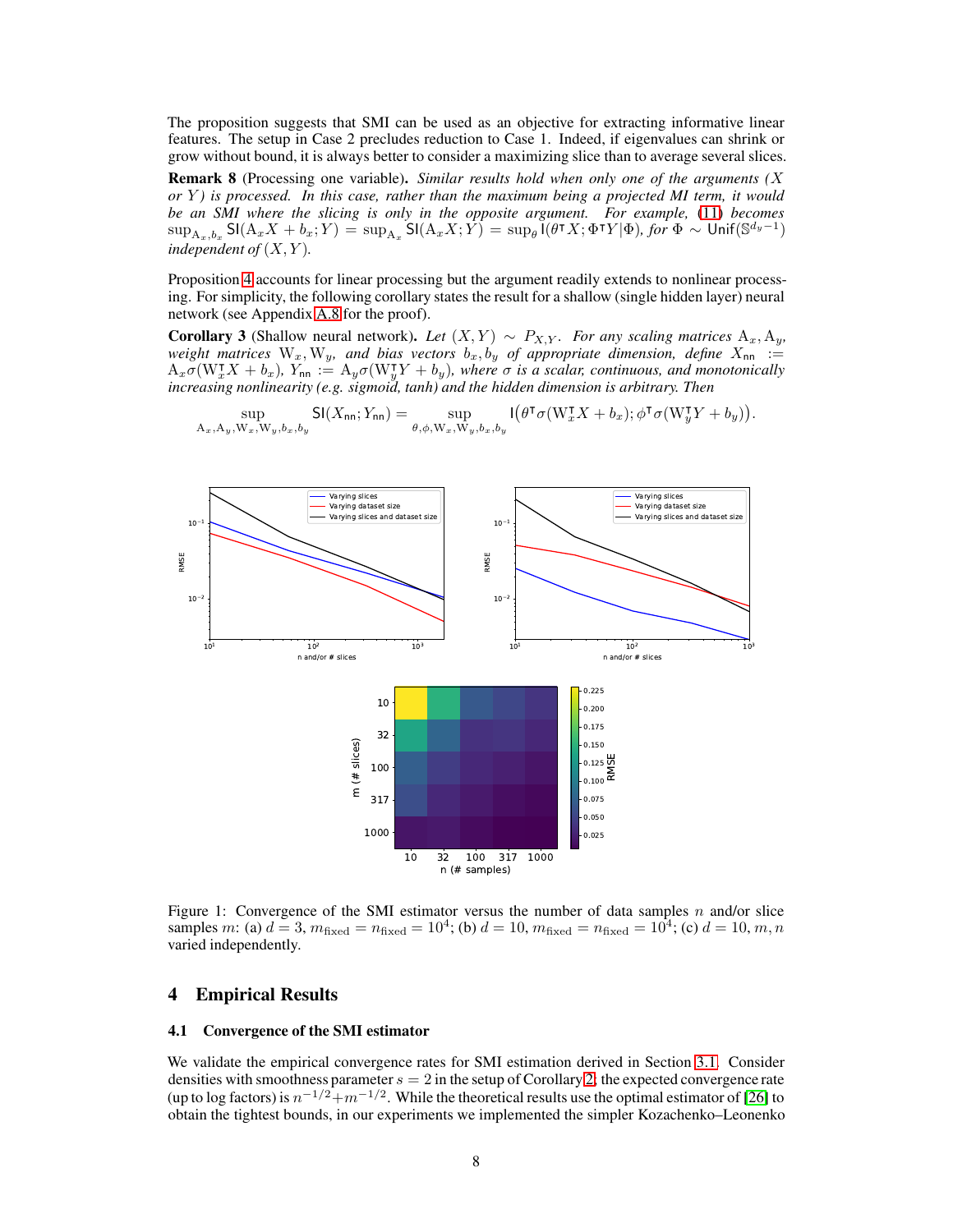The proposition suggests that SMI can be used as an objective for extracting informative linear features. The setup in Case 2 precludes reduction to Case 1. Indeed, if eigenvalues can shrink or grow without bound, it is always better to consider a maximizing slice than to average several slices.

**Remark 8** (Processing one variable)**.** *Similar results hold when only one of the arguments ($X$ or $Y$) is processed. In this case, rather than the maximum being a projected MI term, it would be an SMI where the slicing is only in the opposite argument. For example, (11) becomes* $\sup_{\mathrm{A}_x, b_x} \mathsf{SI}(\mathrm{A}_x X + b_x; Y) = \sup_{\mathrm{A}_x} \mathsf{SI}(\mathrm{A}_x X; Y) = \sup_\theta \mathsf{I}(\theta^\intercal X; \Phi^\intercal Y | \Phi)$*, for* $\Phi \sim \mathsf{Unif}(\mathbb{S}^{d_y - 1})$ *independent of* $(X, Y)$.

Proposition 4 accounts for linear processing but the argument readily extends to nonlinear processing. For simplicity, the following corollary states the result for a shallow (single hidden layer) neural network (see Appendix A.8 for the proof).

**Corollary 3** (Shallow neural network)**.** *Let $(X, Y) \sim P_{X,Y}$. For any scaling matrices $\mathrm{A}_x, \mathrm{A}_y$, weight matrices $\mathrm{W}_x, \mathrm{W}_y$, and bias vectors $b_x, b_y$ of appropriate dimension, define $X_{\mathsf{nn}} := \mathrm{A}_x \sigma(\mathrm{W}_x^\intercal X + b_x)$, $Y_{\mathsf{nn}} := \mathrm{A}_y \sigma(\mathrm{W}_y^\intercal Y + b_y)$, where $\sigma$ is a scalar, continuous, and monotonically increasing nonlinearity (e.g. sigmoid, tanh) and the hidden dimension is arbitrary. Then*

$$\sup_{\mathrm{A}_x, \mathrm{A}_y, \mathrm{W}_x, \mathrm{W}_y, b_x, b_y} \mathsf{SI}(X_{\mathsf{nn}}; Y_{\mathsf{nn}}) = \sup_{\theta, \phi, \mathrm{W}_x, \mathrm{W}_y, b_x, b_y} \mathsf{I}\big(\theta^\intercal \sigma(\mathrm{W}_x^\intercal X + b_x); \phi^\intercal \sigma(\mathrm{W}_y^\intercal Y + b_y)\big).$$

Figure 1: Convergence of the SMI estimator versus the number of data samples $n$ and/or slice samples $m$: (a) $d = 3$, $m_{\text{fixed}} = n_{\text{fixed}} = 10^4$; (b) $d = 10$, $m_{\text{fixed}} = n_{\text{fixed}} = 10^4$; (c) $d = 10$, $m, n$ varied independently.

## 4 Empirical Results

### 4.1 Convergence of the SMI estimator

We validate the empirical convergence rates for SMI estimation derived in Section 3.1. Consider densities with smoothness parameter $s = 2$ in the setup of Corollary 2; the expected convergence rate (up to log factors) is $n^{-1/2} + m^{-1/2}$. While the theoretical results use the optimal estimator of [26] to obtain the tightest bounds, in our experiments we implemented the simpler Kozachenko–Leonenko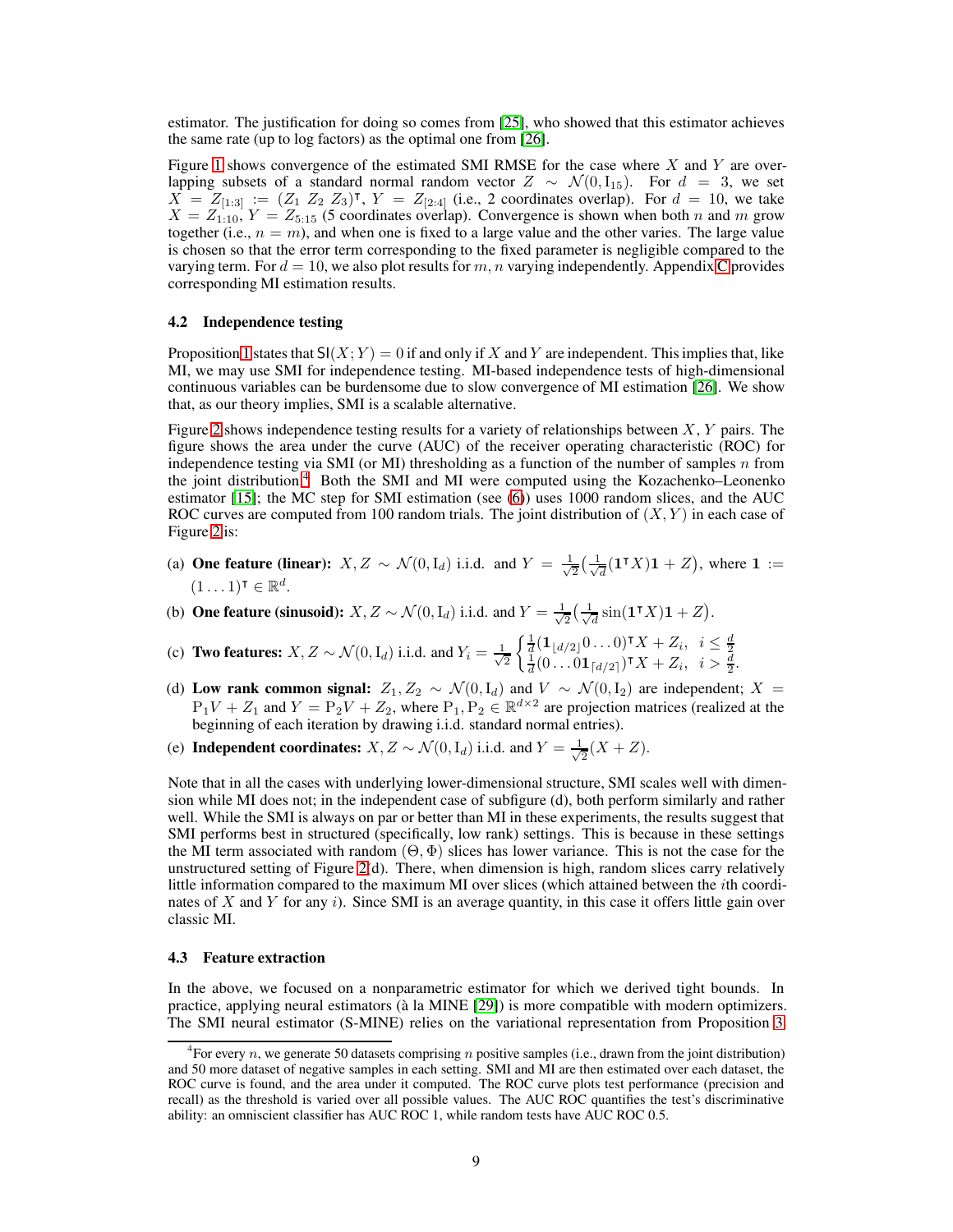estimator. The justification for doing so comes from [25], who showed that this estimator achieves the same rate (up to log factors) as the optimal one from [26].

Figure 1 shows convergence of the estimated SMI RMSE for the case where $X$ and $Y$ are overlapping subsets of a standard normal random vector $Z \sim \mathcal{N}(0, \mathrm{I}_{15})$. For $d = 3$, we set $X = Z_{[1:3]} := (Z_1\ Z_2\ Z_3)^\intercal$, $Y = Z_{[2:4]}$ (i.e., 2 coordinates overlap). For $d = 10$, we take $X = Z_{1:10}$, $Y = Z_{5:15}$ (5 coordinates overlap). Convergence is shown when both $n$ and $m$ grow together (i.e., $n = m$), and when one is fixed to a large value and the other varies. The large value is chosen so that the error term corresponding to the fixed parameter is negligible compared to the varying term. For $d = 10$, we also plot results for $m, n$ varying independently. Appendix C provides corresponding MI estimation results.

### 4.2 Independence testing

Proposition 1 states that $\mathsf{SI}(X;Y) = 0$ if and only if $X$ and $Y$ are independent. This implies that, like MI, we may use SMI for independence testing. MI-based independence tests of high-dimensional continuous variables can be burdensome due to slow convergence of MI estimation [26]. We show that, as our theory implies, SMI is a scalable alternative.

Figure 2 shows independence testing results for a variety of relationships between $X, Y$ pairs. The figure shows the area under the curve (AUC) of the receiver operating characteristic (ROC) for independence testing via SMI (or MI) thresholding as a function of the number of samples $n$ from the joint distribution.[4] Both the SMI and MI were computed using the Kozachenko–Leonenko estimator [15]; the MC step for SMI estimation (see (6)) uses 1000 random slices, and the AUC ROC curves are computed from 100 random trials. The joint distribution of $(X, Y)$ in each case of Figure 2 is:

(a) **One feature (linear):** $X, Z \sim \mathcal{N}(0, \mathrm{I}_d)$ i.i.d. and $Y = \frac{1}{\sqrt{2}}\big(\frac{1}{\sqrt{d}}(\mathbf{1}^\intercal X)\mathbf{1} + Z\big)$, where $\mathbf{1} := (1 \dots 1)^\intercal \in \mathbb{R}^d$.

(b) **One feature (sinusoid):** $X, Z \sim \mathcal{N}(0, \mathrm{I}_d)$ i.i.d. and $Y = \frac{1}{\sqrt{2}}\big(\frac{1}{\sqrt{d}}\sin(\mathbf{1}^\intercal X)\mathbf{1} + Z\big)$.

(c) **Two features:** $X, Z \sim \mathcal{N}(0, \mathrm{I}_d)$ i.i.d. and $Y_i = \frac{1}{\sqrt{2}}\begin{cases}\frac{1}{d}(\mathbf{1}_{\lfloor d/2 \rfloor} 0 \dots 0)^\intercal X + Z_i, & i \leq \frac{d}{2}\\ \frac{1}{d}(0 \dots 0 \mathbf{1}_{\lceil d/2 \rceil})^\intercal X + Z_i, & i > \frac{d}{2}\end{cases}$.

(d) **Low rank common signal:** $Z_1, Z_2 \sim \mathcal{N}(0, \mathrm{I}_d)$ and $V \sim \mathcal{N}(0, \mathrm{I}_2)$ are independent; $X = \mathrm{P}_1 V + Z_1$ and $Y = \mathrm{P}_2 V + Z_2$, where $\mathrm{P}_1, \mathrm{P}_2 \in \mathbb{R}^{d \times 2}$ are projection matrices (realized at the beginning of each iteration by drawing i.i.d. standard normal entries).

(e) **Independent coordinates:** $X, Z \sim \mathcal{N}(0, \mathrm{I}_d)$ i.i.d. and $Y = \frac{1}{\sqrt{2}}(X + Z)$.

Note that in all the cases with underlying lower-dimensional structure, SMI scales well with dimension while MI does not; in the independent case of subfigure (d), both perform similarly and rather well. While the SMI is always on par or better than MI in these experiments, the results suggest that SMI performs best in structured (specifically, low rank) settings. This is because in these settings the MI term associated with random $(\Theta, \Phi)$ slices has lower variance. This is not the case for the unstructured setting of Figure 2(d). There, when dimension is high, random slices carry relatively little information compared to the maximum MI over slices (which attained between the $i$th coordinates of $X$ and $Y$ for any $i$). Since SMI is an average quantity, in this case it offers little gain over classic MI.

### 4.3 Feature extraction

In the above, we focused on a nonparametric estimator for which we derived tight bounds. In practice, applying neural estimators (à la MINE [29]) is more compatible with modern optimizers. The SMI neural estimator (S-MINE) relies on the variational representation from Proposition 3.

[4] For every $n$, we generate 50 datasets comprising $n$ positive samples (i.e., drawn from the joint distribution) and 50 more dataset of negative samples in each setting. SMI and MI are then estimated over each dataset, the ROC curve is found, and the area under it computed. The ROC curve plots test performance (precision and recall) as the threshold is varied over all possible values. The AUC ROC quantifies the test's discriminative ability: an omniscient classifier has AUC ROC 1, while random tests have AUC ROC 0.5.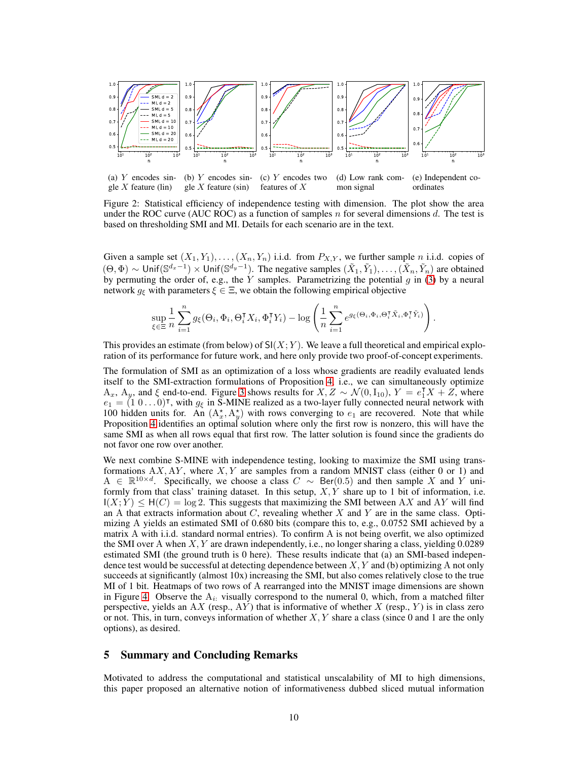(a) $Y$ encodes single $X$ feature (lin)

(b) $Y$ encodes single $X$ feature (sin)

(c) $Y$ encodes two features of $X$

(d) Low rank common signal

(e) Independent coordinates

Figure 2: Statistical efficiency of independence testing with dimension. The plot show the area under the ROC curve (AUC ROC) as a function of samples $n$ for several dimensions $d$. The test is based on thresholding SMI and MI. Details for each scenario are in the text.

Given a sample set $(X_1, Y_1), \ldots, (X_n, Y_n)$ i.i.d. from $P_{X,Y}$, we further sample $n$ i.i.d. copies of $(\Theta, \Phi) \sim \mathsf{Unif}(\mathbb{S}^{d_x-1}) \times \mathsf{Unif}(\mathbb{S}^{d_y-1})$. The negative samples $(\tilde{X}_1, \tilde{Y}_1), \ldots, (\tilde{X}_n, \tilde{Y}_n)$ are obtained by permuting the order of, e.g., the $Y$ samples. Parametrizing the potential $g$ in (3) by a neural network $g_\xi$ with parameters $\xi \in \Xi$, we obtain the following empirical objective

$$\sup_{\xi \in \Xi} \frac{1}{n} \sum_{i=1}^{n} g_\xi(\Theta_i, \Phi_i, \Theta_i^\intercal X_i, \Phi_i^\intercal Y_i) - \log \left( \frac{1}{n} \sum_{i=1}^{n} e^{g_\xi(\Theta_i, \Phi_i, \Theta_i^\intercal \tilde{X}_i, \Phi_i^\intercal \tilde{Y}_i)} \right).$$

This provides an estimate (from below) of $\mathsf{SI}(X;Y)$. We leave a full theoretical and empirical exploration of its performance for future work, and here only provide two proof-of-concept experiments.

The formulation of SMI as an optimization of a loss whose gradients are readily evaluated lends itself to the SMI-extraction formulations of Proposition 4, i.e., we can simultaneously optimize $\mathrm{A}_x$, $\mathrm{A}_y$, and $\xi$ end-to-end. Figure 3 shows results for $X, Z \sim \mathcal{N}(0, \mathrm{I}_{10})$, $Y = e_1^\intercal X + Z$, where $e_1 = (1\ 0 \ldots 0)^\intercal$, with $g_\xi$ in S-MINE realized as a two-layer fully connected neural network with 100 hidden units for. An $(\mathrm{A}_x^\star, \mathrm{A}_y^\star)$ with rows converging to $e_1$ are recovered. Note that while Proposition 4 identifies an optimal solution where only the first row is nonzero, this will have the same SMI as when all rows equal that first row. The latter solution is found since the gradients do not favor one row over another.

We next combine S-MINE with independence testing, looking to maximize the SMI using transformations $\mathrm{A}X, \mathrm{A}Y$, where $X, Y$ are samples from a random MNIST class (either 0 or 1) and $\mathrm{A} \in \mathbb{R}^{10 \times d}$. Specifically, we choose a class $C \sim \mathsf{Ber}(0.5)$ and then sample $X$ and $Y$ uniformly from that class' training dataset. In this setup, $X, Y$ share up to 1 bit of information, i.e. $\mathsf{I}(X;Y) \leq \mathsf{H}(C) = \log 2$. This suggests that maximizing the SMI between $\mathrm{A}X$ and $\mathrm{A}Y$ will find an $\mathrm{A}$ that extracts information about $C$, revealing whether $X$ and $Y$ are in the same class. Optimizing $\mathrm{A}$ yields an estimated SMI of 0.680 bits (compare this to, e.g., 0.0752 SMI achieved by a matrix $\mathrm{A}$ with i.i.d. standard normal entries). To confirm $\mathrm{A}$ is not being overfit, we also optimized the SMI over $\mathrm{A}$ when $X, Y$ are drawn independently, i.e., no longer sharing a class, yielding 0.0289 estimated SMI (the ground truth is 0 here). These results indicate that (a) an SMI-based independence test would be successful at detecting dependence between $X, Y$ and (b) optimizing $\mathrm{A}$ not only succeeds at significantly (almost 10x) increasing the SMI, but also comes relatively close to the true MI of 1 bit. Heatmaps of two rows of $\mathrm{A}$ rearranged into the MNIST image dimensions are shown in Figure 4. Observe the $\mathrm{A}_{i:}$ visually correspond to the numeral 0, which, from a matched filter perspective, yields an $\mathrm{A}X$ (resp., $\mathrm{A}Y$) that is informative of whether $X$ (resp., $Y$) is in class zero or not. This, in turn, conveys information of whether $X, Y$ share a class (since 0 and 1 are the only options), as desired.

## 5 Summary and Concluding Remarks

Motivated to address the computational and statistical unscalability of MI to high dimensions, this paper proposed an alternative notion of informativeness dubbed sliced mutual information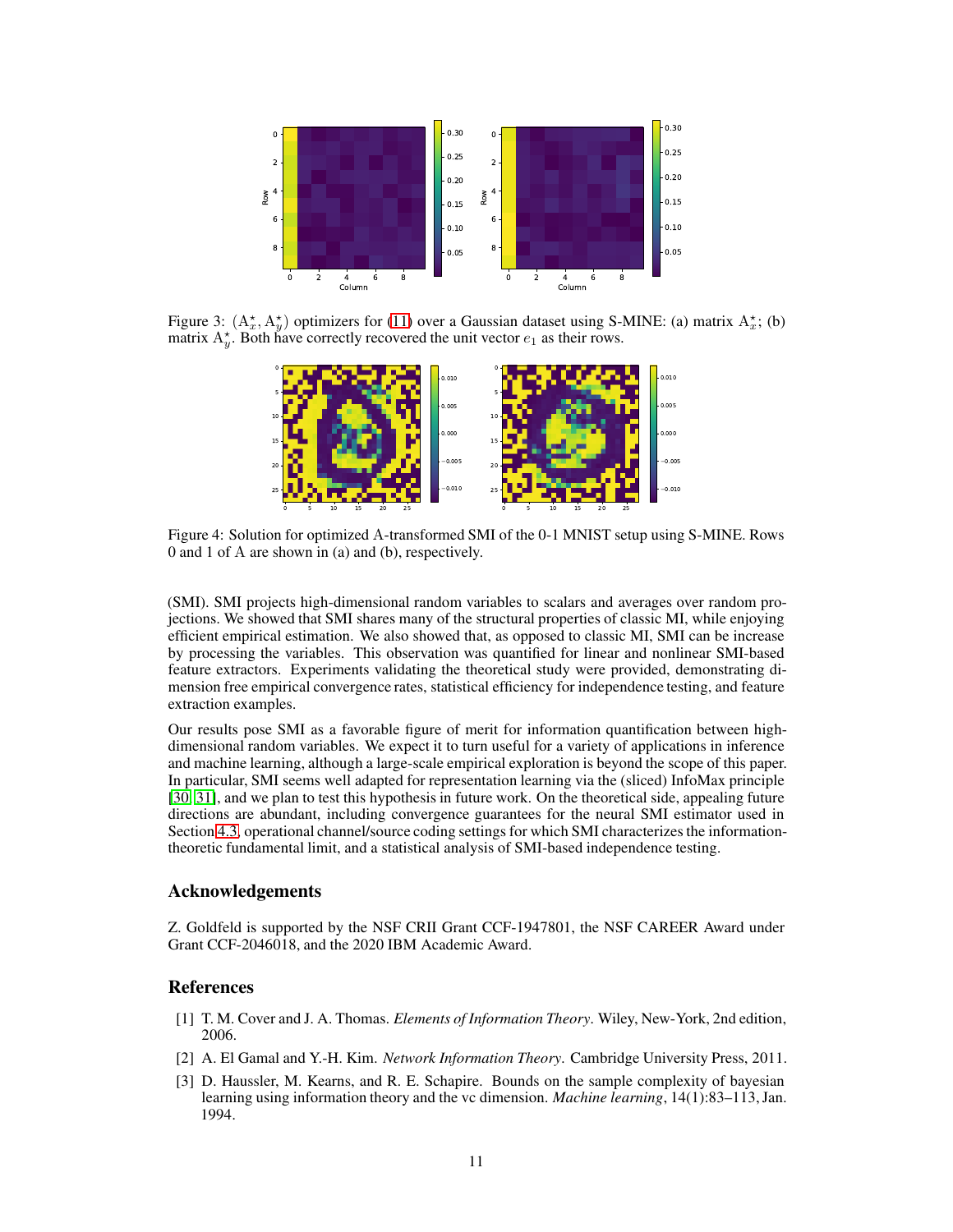Figure 3: $(\mathrm{A}_x^\star, \mathrm{A}_y^\star)$ optimizers for (11) over a Gaussian dataset using S-MINE: (a) matrix $\mathrm{A}_x^\star$; (b) matrix $\mathrm{A}_y^\star$. Both have correctly recovered the unit vector $e_1$ as their rows.

Figure 4: Solution for optimized A-transformed SMI of the 0-1 MNIST setup using S-MINE. Rows 0 and 1 of A are shown in (a) and (b), respectively.

(SMI). SMI projects high-dimensional random variables to scalars and averages over random projections. We showed that SMI shares many of the structural properties of classic MI, while enjoying efficient empirical estimation. We also showed that, as opposed to classic MI, SMI can be increase by processing the variables. This observation was quantified for linear and nonlinear SMI-based feature extractors. Experiments validating the theoretical study were provided, demonstrating dimension free empirical convergence rates, statistical efficiency for independence testing, and feature extraction examples.

Our results pose SMI as a favorable figure of merit for information quantification between high-dimensional random variables. We expect it to turn useful for a variety of applications in inference and machine learning, although a large-scale empirical exploration is beyond the scope of this paper. In particular, SMI seems well adapted for representation learning via the (sliced) InfoMax principle [30, 31], and we plan to test this hypothesis in future work. On the theoretical side, appealing future directions are abundant, including convergence guarantees for the neural SMI estimator used in Section 4.3, operational channel/source coding settings for which SMI characterizes the information-theoretic fundamental limit, and a statistical analysis of SMI-based independence testing.

## Acknowledgements

Z. Goldfeld is supported by the NSF CRII Grant CCF-1947801, the NSF CAREER Award under Grant CCF-2046018, and the 2020 IBM Academic Award.

## References

[1] T. M. Cover and J. A. Thomas. *Elements of Information Theory*. Wiley, New-York, 2nd edition, 2006.

[2] A. El Gamal and Y.-H. Kim. *Network Information Theory*. Cambridge University Press, 2011.

[3] D. Haussler, M. Kearns, and R. E. Schapire. Bounds on the sample complexity of bayesian learning using information theory and the vc dimension. *Machine learning*, 14(1):83–113, Jan. 1994.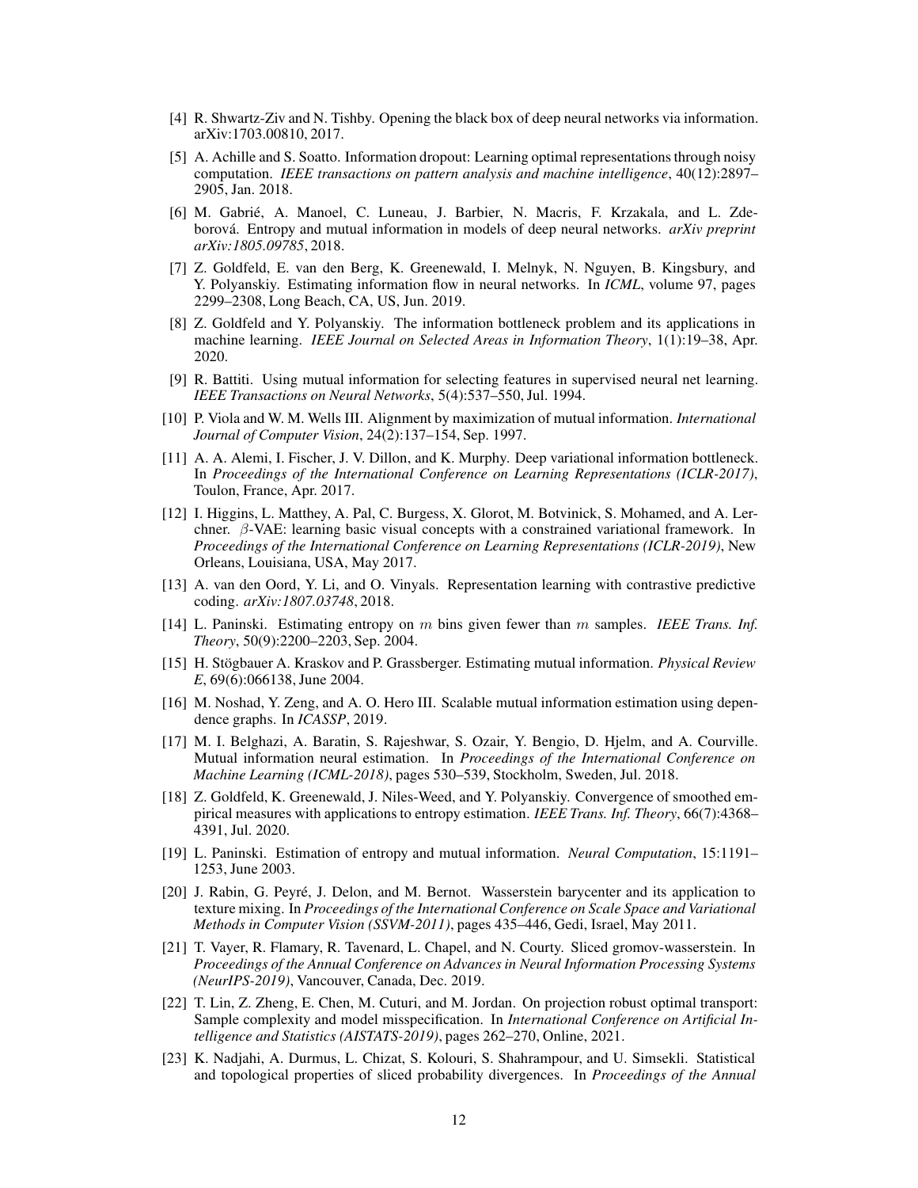[4] R. Shwartz-Ziv and N. Tishby. Opening the black box of deep neural networks via information. arXiv:1703.00810, 2017.

[5] A. Achille and S. Soatto. Information dropout: Learning optimal representations through noisy computation. *IEEE transactions on pattern analysis and machine intelligence*, 40(12):2897–2905, Jan. 2018.

[6] M. Gabrié, A. Manoel, C. Luneau, J. Barbier, N. Macris, F. Krzakala, and L. Zdeborová. Entropy and mutual information in models of deep neural networks. *arXiv preprint arXiv:1805.09785*, 2018.

[7] Z. Goldfeld, E. van den Berg, K. Greenewald, I. Melnyk, N. Nguyen, B. Kingsbury, and Y. Polyanskiy. Estimating information flow in neural networks. In *ICML*, volume 97, pages 2299–2308, Long Beach, CA, US, Jun. 2019.

[8] Z. Goldfeld and Y. Polyanskiy. The information bottleneck problem and its applications in machine learning. *IEEE Journal on Selected Areas in Information Theory*, 1(1):19–38, Apr. 2020.

[9] R. Battiti. Using mutual information for selecting features in supervised neural net learning. *IEEE Transactions on Neural Networks*, 5(4):537–550, Jul. 1994.

[10] P. Viola and W. M. Wells III. Alignment by maximization of mutual information. *International Journal of Computer Vision*, 24(2):137–154, Sep. 1997.

[11] A. A. Alemi, I. Fischer, J. V. Dillon, and K. Murphy. Deep variational information bottleneck. In *Proceedings of the International Conference on Learning Representations (ICLR-2017)*, Toulon, France, Apr. 2017.

[12] I. Higgins, L. Matthey, A. Pal, C. Burgess, X. Glorot, M. Botvinick, S. Mohamed, and A. Lerchner. $\beta$-VAE: learning basic visual concepts with a constrained variational framework. In *Proceedings of the International Conference on Learning Representations (ICLR-2019)*, New Orleans, Louisiana, USA, May 2017.

[13] A. van den Oord, Y. Li, and O. Vinyals. Representation learning with contrastive predictive coding. *arXiv:1807.03748*, 2018.

[14] L. Paninski. Estimating entropy on $m$ bins given fewer than $m$ samples. *IEEE Trans. Inf. Theory*, 50(9):2200–2203, Sep. 2004.

[15] H. Stögbauer A. Kraskov and P. Grassberger. Estimating mutual information. *Physical Review E*, 69(6):066138, June 2004.

[16] M. Noshad, Y. Zeng, and A. O. Hero III. Scalable mutual information estimation using dependence graphs. In *ICASSP*, 2019.

[17] M. I. Belghazi, A. Baratin, S. Rajeshwar, S. Ozair, Y. Bengio, D. Hjelm, and A. Courville. Mutual information neural estimation. In *Proceedings of the International Conference on Machine Learning (ICML-2018)*, pages 530–539, Stockholm, Sweden, Jul. 2018.

[18] Z. Goldfeld, K. Greenewald, J. Niles-Weed, and Y. Polyanskiy. Convergence of smoothed empirical measures with applications to entropy estimation. *IEEE Trans. Inf. Theory*, 66(7):4368–4391, Jul. 2020.

[19] L. Paninski. Estimation of entropy and mutual information. *Neural Computation*, 15:1191–1253, June 2003.

[20] J. Rabin, G. Peyré, J. Delon, and M. Bernot. Wasserstein barycenter and its application to texture mixing. In *Proceedings of the International Conference on Scale Space and Variational Methods in Computer Vision (SSVM-2011)*, pages 435–446, Gedi, Israel, May 2011.

[21] T. Vayer, R. Flamary, R. Tavenard, L. Chapel, and N. Courty. Sliced gromov-wasserstein. In *Proceedings of the Annual Conference on Advances in Neural Information Processing Systems (NeurIPS-2019)*, Vancouver, Canada, Dec. 2019.

[22] T. Lin, Z. Zheng, E. Chen, M. Cuturi, and M. Jordan. On projection robust optimal transport: Sample complexity and model misspecification. In *International Conference on Artificial Intelligence and Statistics (AISTATS-2019)*, pages 262–270, Online, 2021.

[23] K. Nadjahi, A. Durmus, L. Chizat, S. Kolouri, S. Shahrampour, and U. Simsekli. Statistical and topological properties of sliced probability divergences. In *Proceedings of the Annual*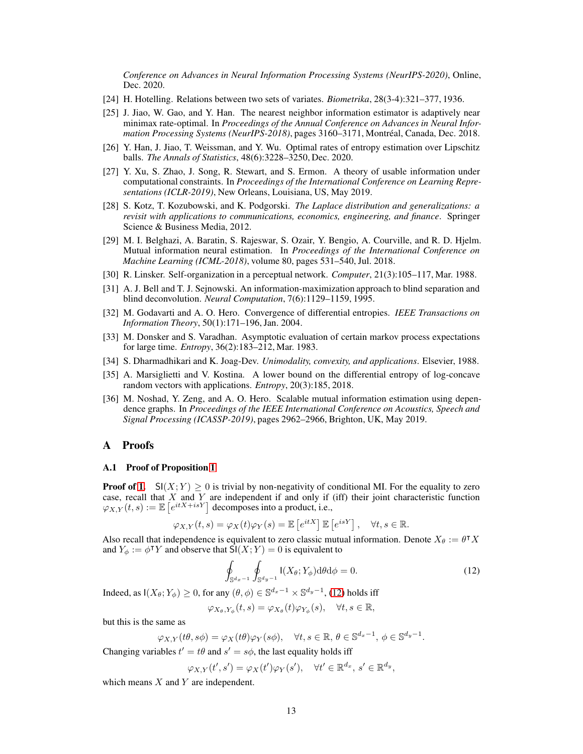*Conference on Advances in Neural Information Processing Systems (NeurIPS-2020)*, Online, Dec. 2020.

[24] H. Hotelling. Relations between two sets of variates. *Biometrika*, 28(3-4):321–377, 1936.

[25] J. Jiao, W. Gao, and Y. Han. The nearest neighbor information estimator is adaptively near minimax rate-optimal. In *Proceedings of the Annual Conference on Advances in Neural Information Processing Systems (NeurIPS-2018)*, pages 3160–3171, Montréal, Canada, Dec. 2018.

[26] Y. Han, J. Jiao, T. Weissman, and Y. Wu. Optimal rates of entropy estimation over Lipschitz balls. *The Annals of Statistics*, 48(6):3228–3250, Dec. 2020.

[27] Y. Xu, S. Zhao, J. Song, R. Stewart, and S. Ermon. A theory of usable information under computational constraints. In *Proceedings of the International Conference on Learning Representations (ICLR-2019)*, New Orleans, Louisiana, US, May 2019.

[28] S. Kotz, T. Kozubowski, and K. Podgorski. *The Laplace distribution and generalizations: a revisit with applications to communications, economics, engineering, and finance*. Springer Science & Business Media, 2012.

[29] M. I. Belghazi, A. Baratin, S. Rajeswar, S. Ozair, Y. Bengio, A. Courville, and R. D. Hjelm. Mutual information neural estimation. In *Proceedings of the International Conference on Machine Learning (ICML-2018)*, volume 80, pages 531–540, Jul. 2018.

[30] R. Linsker. Self-organization in a perceptual network. *Computer*, 21(3):105–117, Mar. 1988.

[31] A. J. Bell and T. J. Sejnowski. An information-maximization approach to blind separation and blind deconvolution. *Neural Computation*, 7(6):1129–1159, 1995.

[32] M. Godavarti and A. O. Hero. Convergence of differential entropies. *IEEE Transactions on Information Theory*, 50(1):171–196, Jan. 2004.

[33] M. Donsker and S. Varadhan. Asymptotic evaluation of certain markov process expectations for large time. *Entropy*, 36(2):183–212, Mar. 1983.

[34] S. Dharmadhikari and K. Joag-Dev. *Unimodality, convexity, and applications*. Elsevier, 1988.

[35] A. Marsiglietti and V. Kostina. A lower bound on the differential entropy of log-concave random vectors with applications. *Entropy*, 20(3):185, 2018.

[36] M. Noshad, Y. Zeng, and A. O. Hero. Scalable mutual information estimation using dependence graphs. In *Proceedings of the IEEE International Conference on Acoustics, Speech and Signal Processing (ICASSP-2019)*, pages 2962–2966, Brighton, UK, May 2019.

# A Proofs

## A.1 Proof of Proposition 1

**Proof of 1.** $\mathsf{SI}(X;Y) \geq 0$ is trivial by non-negativity of conditional MI. For the equality to zero case, recall that $X$ and $Y$ are independent if and only if (iff) their joint characteristic function $\varphi_{X,Y}(t,s) := \mathbb{E}\left[e^{itX+isY}\right]$ decomposes into a product, i.e.,

$$\varphi_{X,Y}(t,s) = \varphi_X(t)\varphi_Y(s) = \mathbb{E}\left[e^{itX}\right]\mathbb{E}\left[e^{isY}\right], \quad \forall t,s \in \mathbb{R}.$$

Also recall that independence is equivalent to zero classic mutual information. Denote $X_\theta := \theta^\intercal X$ and $Y_\phi := \phi^\intercal Y$ and observe that $\mathsf{SI}(X;Y) = 0$ is equivalent to

$$\oint_{\mathbb{S}^{d_x-1}} \oint_{\mathbb{S}^{d_y-1}} \mathsf{I}(X_\theta;Y_\phi)\mathrm{d}\theta\mathrm{d}\phi = 0. \tag{12}$$

Indeed, as $\mathsf{I}(X_\theta;Y_\phi) \geq 0$, for any $(\theta,\phi) \in \mathbb{S}^{d_x-1} \times \mathbb{S}^{d_y-1}$, (12) holds iff

$$\varphi_{X_\theta,Y_\phi}(t,s) = \varphi_{X_\theta}(t)\varphi_{Y_\phi}(s), \quad \forall t,s \in \mathbb{R},$$

but this is the same as

$$\varphi_{X,Y}(t\theta,s\phi) = \varphi_X(t\theta)\varphi_Y(s\phi), \quad \forall t,s \in \mathbb{R},\ \theta \in \mathbb{S}^{d_x-1},\ \phi \in \mathbb{S}^{d_y-1}.$$

Changing variables $t' = t\theta$ and $s' = s\phi$, the last equality holds iff

$$\varphi_{X,Y}(t',s') = \varphi_X(t')\varphi_Y(s'), \quad \forall t' \in \mathbb{R}^{d_x},\ s' \in \mathbb{R}^{d_y},$$

which means $X$ and $Y$ are independent.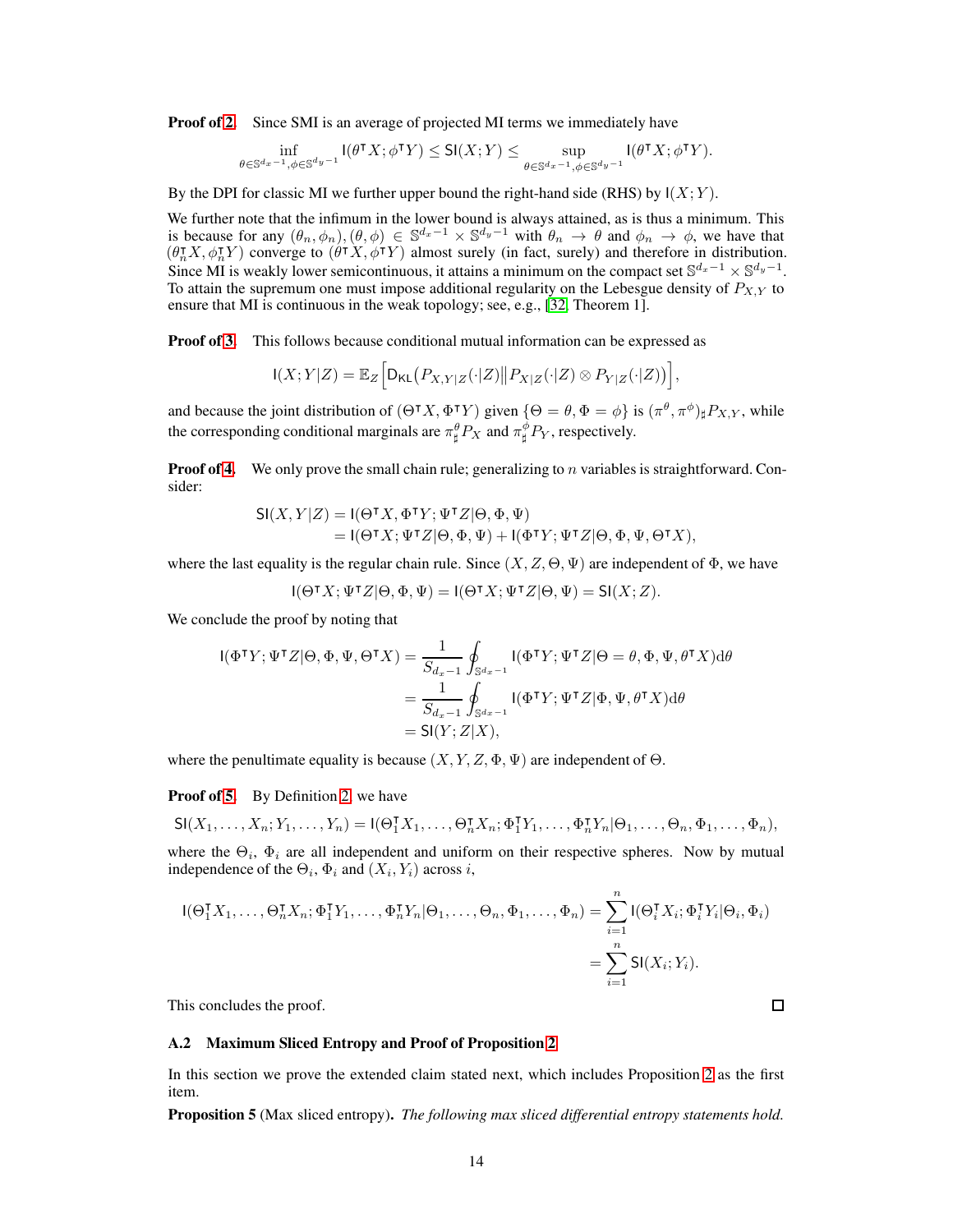**Proof of 2.** Since SMI is an average of projected MI terms we immediately have

$$\inf_{\theta \in \mathbb{S}^{d_x-1}, \phi \in \mathbb{S}^{d_y-1}} \mathsf{I}(\theta^\intercal X; \phi^\intercal Y) \leq \mathsf{SI}(X;Y) \leq \sup_{\theta \in \mathbb{S}^{d_x-1}, \phi \in \mathbb{S}^{d_y-1}} \mathsf{I}(\theta^\intercal X; \phi^\intercal Y).$$

By the DPI for classic MI we further upper bound the right-hand side (RHS) by $\mathsf{I}(X;Y)$.

We further note that the infimum in the lower bound is always attained, as is thus a minimum. This is because for any $(\theta_n, \phi_n), (\theta, \phi) \in \mathbb{S}^{d_x-1} \times \mathbb{S}^{d_y-1}$ with $\theta_n \to \theta$ and $\phi_n \to \phi$, we have that $(\theta_n^\intercal X, \phi_n^\intercal Y)$ converge to $(\theta^\intercal X, \phi^\intercal Y)$ almost surely (in fact, surely) and therefore in distribution. Since MI is weakly lower semicontinuous, it attains a minimum on the compact set $\mathbb{S}^{d_x-1} \times \mathbb{S}^{d_y-1}$. To attain the supremum one must impose additional regularity on the Lebesgue density of $P_{X,Y}$ to ensure that MI is continuous in the weak topology; see, e.g., [32, Theorem 1].

**Proof of 3.** This follows because conditional mutual information can be expressed as

$$\mathsf{I}(X;Y|Z) = \mathbb{E}_Z\Big[\mathsf{D}_{\mathsf{KL}}\big(P_{X,Y|Z}(\cdot|Z) \big\| P_{X|Z}(\cdot|Z) \otimes P_{Y|Z}(\cdot|Z)\big)\Big],$$

and because the joint distribution of $(\Theta^\intercal X, \Phi^\intercal Y)$ given $\{\Theta = \theta, \Phi = \phi\}$ is $(\pi^\theta, \pi^\phi)_\sharp P_{X,Y}$, while the corresponding conditional marginals are $\pi^\theta_\sharp P_X$ and $\pi^\phi_\sharp P_Y$, respectively.

**Proof of 4.** We only prove the small chain rule; generalizing to $n$ variables is straightforward. Consider:

$$\begin{aligned}
\mathsf{SI}(X,Y|Z) &= \mathsf{I}(\Theta^\intercal X, \Phi^\intercal Y; \Psi^\intercal Z | \Theta, \Phi, \Psi) \\
&= \mathsf{I}(\Theta^\intercal X; \Psi^\intercal Z | \Theta, \Phi, \Psi) + \mathsf{I}(\Phi^\intercal Y; \Psi^\intercal Z | \Theta, \Phi, \Psi, \Theta^\intercal X),
\end{aligned}$$

where the last equality is the regular chain rule. Since $(X, Z, \Theta, \Psi)$ are independent of $\Phi$, we have

$$\mathsf{I}(\Theta^\intercal X; \Psi^\intercal Z | \Theta, \Phi, \Psi) = \mathsf{I}(\Theta^\intercal X; \Psi^\intercal Z | \Theta, \Psi) = \mathsf{SI}(X;Z).$$

We conclude the proof by noting that

$$\begin{aligned}
\mathsf{I}(\Phi^\intercal Y; \Psi^\intercal Z | \Theta, \Phi, \Psi, \Theta^\intercal X) &= \frac{1}{S_{d_x-1}} \oint_{\mathbb{S}^{d_x-1}} \mathsf{I}(\Phi^\intercal Y; \Psi^\intercal Z | \Theta = \theta, \Phi, \Psi, \theta^\intercal X) \mathrm{d}\theta \\
&= \frac{1}{S_{d_x-1}} \oint_{\mathbb{S}^{d_x-1}} \mathsf{I}(\Phi^\intercal Y; \Psi^\intercal Z | \Phi, \Psi, \theta^\intercal X) \mathrm{d}\theta \\
&= \mathsf{SI}(Y; Z|X),
\end{aligned}$$

where the penultimate equality is because $(X, Y, Z, \Phi, \Psi)$ are independent of $\Theta$.

**Proof of 5.** By Definition 2, we have

$$\mathsf{SI}(X_1, \ldots, X_n; Y_1, \ldots, Y_n) = \mathsf{I}(\Theta_1^\intercal X_1, \ldots, \Theta_n^\intercal X_n; \Phi_1^\intercal Y_1, \ldots, \Phi_n^\intercal Y_n | \Theta_1, \ldots, \Theta_n, \Phi_1, \ldots, \Phi_n),$$

where the $\Theta_i$, $\Phi_i$ are all independent and uniform on their respective spheres. Now by mutual independence of the $\Theta_i$, $\Phi_i$ and $(X_i, Y_i)$ across $i$,

$$\begin{aligned}
\mathsf{I}(\Theta_1^\intercal X_1, \ldots, \Theta_n^\intercal X_n; \Phi_1^\intercal Y_1, \ldots, \Phi_n^\intercal Y_n | \Theta_1, \ldots, \Theta_n, \Phi_1, \ldots, \Phi_n) &= \sum_{i=1}^n \mathsf{I}(\Theta_i^\intercal X_i; \Phi_i^\intercal Y_i | \Theta_i, \Phi_i) \\
&= \sum_{i=1}^n \mathsf{SI}(X_i; Y_i).
\end{aligned}$$

This concludes the proof. ∎

### A.2 Maximum Sliced Entropy and Proof of Proposition 2

In this section we prove the extended claim stated next, which includes Proposition 2 as the first item.

**Proposition 5** (Max sliced entropy). *The following max sliced differential entropy statements hold.*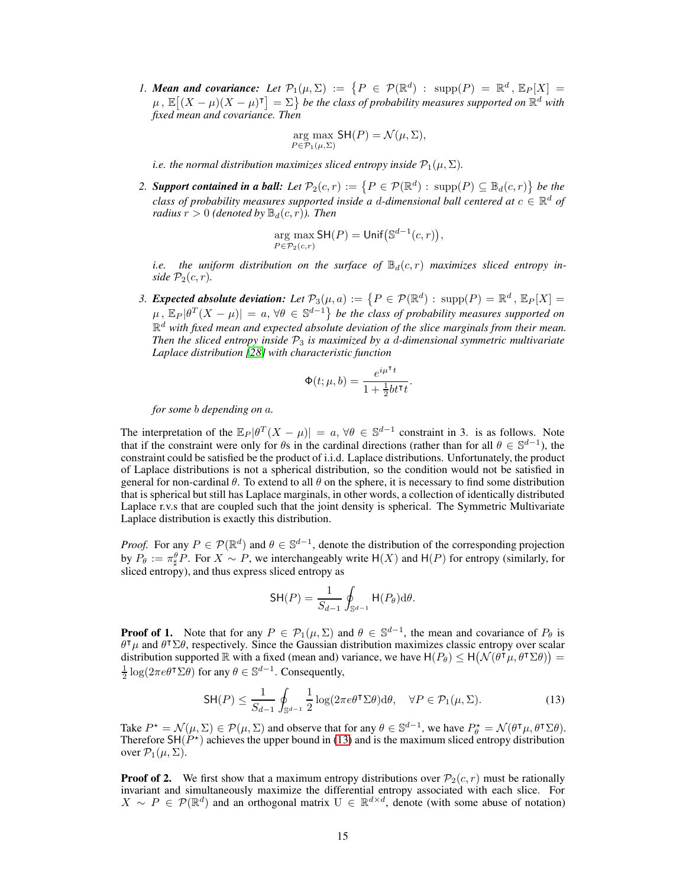1. ***Mean and covariance:*** *Let* $\mathcal{P}_1(\mu,\Sigma) := \big\{P \in \mathcal{P}(\mathbb{R}^d) : \mathrm{supp}(P) = \mathbb{R}^d, \mathbb{E}_P[X] = \mu, \mathbb{E}\big[(X-\mu)(X-\mu)^\intercal\big] = \Sigma\big\}$ *be the class of probability measures supported on* $\mathbb{R}^d$ *with fixed mean and covariance. Then*

$$\operatorname*{arg\,max}_{P\in\mathcal{P}_1(\mu,\Sigma)} \mathsf{SH}(P) = \mathcal{N}(\mu,\Sigma),$$

   *i.e. the normal distribution maximizes sliced entropy inside* $\mathcal{P}_1(\mu,\Sigma)$*.*

2. ***Support contained in a ball:*** *Let* $\mathcal{P}_2(c,r) := \big\{P \in \mathcal{P}(\mathbb{R}^d) : \mathrm{supp}(P) \subseteq \mathbb{B}_d(c,r)\big\}$ *be the class of probability measures supported inside a* $d$*-dimensional ball centered at* $c \in \mathbb{R}^d$ *of radius* $r > 0$ *(denoted by* $\mathbb{B}_d(c,r)$*). Then*

$$\operatorname*{arg\,max}_{P\in\mathcal{P}_2(c,r)} \mathsf{SH}(P) = \mathsf{Unif}\big(\mathbb{S}^{d-1}(c,r)\big),$$

   *i.e. the uniform distribution on the surface of* $\mathbb{B}_d(c,r)$ *maximizes sliced entropy inside* $\mathcal{P}_2(c,r)$*.*

3. ***Expected absolute deviation:*** *Let* $\mathcal{P}_3(\mu,a) := \big\{P \in \mathcal{P}(\mathbb{R}^d) : \mathrm{supp}(P) = \mathbb{R}^d, \mathbb{E}_P[X] = \mu, \mathbb{E}_P|\theta^T(X-\mu)| = a, \forall\theta \in \mathbb{S}^{d-1}\big\}$ *be the class of probability measures supported on* $\mathbb{R}^d$ *with fixed mean and expected absolute deviation of the slice marginals from their mean. Then the sliced entropy inside* $\mathcal{P}_3$ *is maximized by a* $d$*-dimensional symmetric multivariate Laplace distribution [28] with characteristic function*

$$\Phi(t;\mu,b) = \frac{e^{i\mu^\intercal t}}{1+\frac{1}{2}bt^\intercal t}.$$

   *for some* $b$ *depending on* $a$*.*

The interpretation of the $\mathbb{E}_P|\theta^T(X-\mu)| = a, \forall\theta \in \mathbb{S}^{d-1}$ constraint in 3. is as follows. Note that if the constraint were only for $\theta$s in the cardinal directions (rather than for all $\theta \in \mathbb{S}^{d-1}$), the constraint could be satisfied be the product of i.i.d. Laplace distributions. Unfortunately, the product of Laplace distributions is not a spherical distribution, so the condition would not be satisfied in general for non-cardinal $\theta$. To extend to all $\theta$ on the sphere, it is necessary to find some distribution that is spherical but still has Laplace marginals, in other words, a collection of identically distributed Laplace r.v.s that are coupled such that the joint density is spherical. The Symmetric Multivariate Laplace distribution is exactly this distribution.

*Proof.* For any $P \in \mathcal{P}(\mathbb{R}^d)$ and $\theta \in \mathbb{S}^{d-1}$, denote the distribution of the corresponding projection by $P_\theta := \pi^\theta_\sharp P$. For $X \sim P$, we interchangeably write $\mathsf{H}(X)$ and $\mathsf{H}(P)$ for entropy (similarly, for sliced entropy), and thus express sliced entropy as

$$\mathsf{SH}(P) = \frac{1}{S_{d-1}} \oint_{\mathbb{S}^{d-1}} \mathsf{H}(P_\theta)\mathrm{d}\theta.$$

**Proof of 1.** Note that for any $P \in \mathcal{P}_1(\mu,\Sigma)$ and $\theta \in \mathbb{S}^{d-1}$, the mean and covariance of $P_\theta$ is $\theta^\intercal\mu$ and $\theta^\intercal\Sigma\theta$, respectively. Since the Gaussian distribution maximizes classic entropy over scalar distribution supported $\mathbb{R}$ with a fixed (mean and) variance, we have $\mathsf{H}(P_\theta) \le \mathsf{H}\big(\mathcal{N}(\theta^\intercal\mu, \theta^\intercal\Sigma\theta)\big) = \frac{1}{2}\log(2\pi e\theta^\intercal\Sigma\theta)$ for any $\theta \in \mathbb{S}^{d-1}$. Consequently,

$$\mathsf{SH}(P) \le \frac{1}{S_{d-1}} \oint_{\mathbb{S}^{d-1}} \frac{1}{2}\log(2\pi e\theta^\intercal\Sigma\theta)\mathrm{d}\theta, \quad \forall P \in \mathcal{P}_1(\mu,\Sigma). \tag{13}$$

Take $P^\star = \mathcal{N}(\mu,\Sigma) \in \mathcal{P}(\mu,\Sigma)$ and observe that for any $\theta \in \mathbb{S}^{d-1}$, we have $P^\star_\theta = \mathcal{N}(\theta^\intercal\mu, \theta^\intercal\Sigma\theta)$. Therefore $\mathsf{SH}(P^\star)$ achieves the upper bound in (13) and is the maximum sliced entropy distribution over $\mathcal{P}_1(\mu,\Sigma)$.

**Proof of 2.** We first show that a maximum entropy distributions over $\mathcal{P}_2(c,r)$ must be rationally invariant and simultaneously maximize the differential entropy associated with each slice. For $X \sim P \in \mathcal{P}(\mathbb{R}^d)$ and an orthogonal matrix $\mathrm{U} \in \mathbb{R}^{d\times d}$, denote (with some abuse of notation)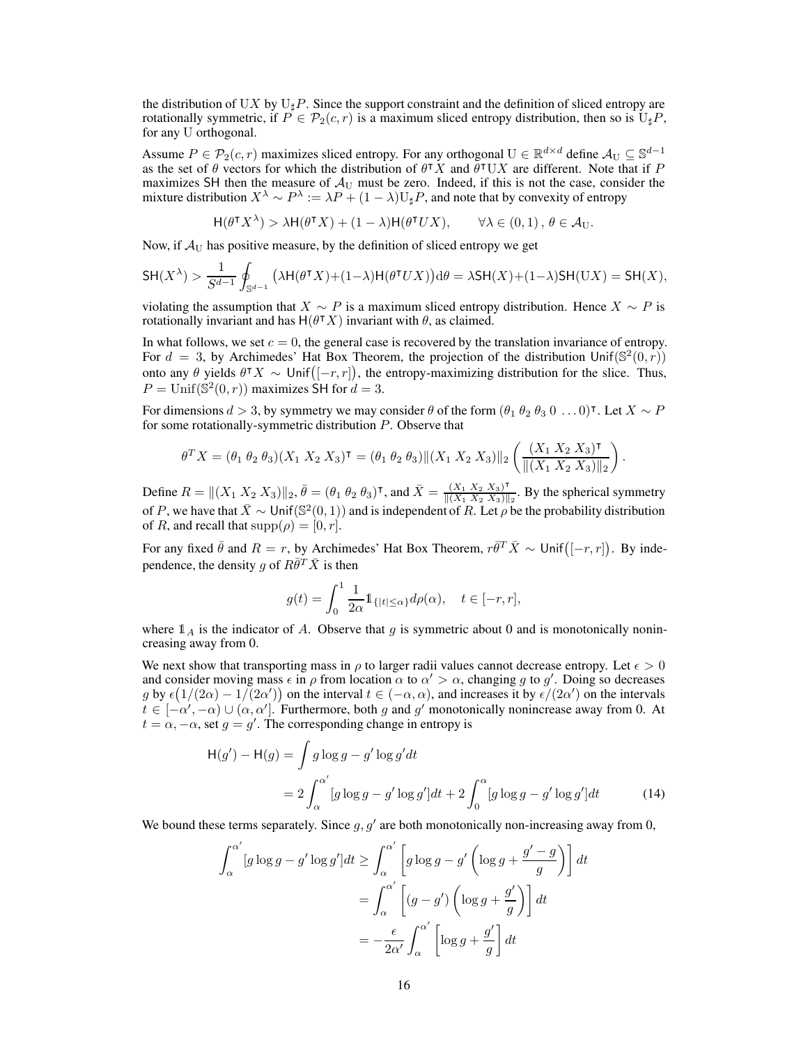the distribution of $\mathrm{U}X$ by $\mathrm{U}_\sharp P$. Since the support constraint and the definition of sliced entropy are rotationally symmetric, if $P \in \mathcal{P}_2(c, r)$ is a maximum sliced entropy distribution, then so is $\mathrm{U}_\sharp P$, for any U orthogonal.

Assume $P \in \mathcal{P}_2(c, r)$ maximizes sliced entropy. For any orthogonal $\mathrm{U} \in \mathbb{R}^{d\times d}$ define $\mathcal{A}_\mathrm{U} \subseteq \mathbb{S}^{d-1}$ as the set of $\theta$ vectors for which the distribution of $\theta^\intercal X$ and $\theta^\intercal \mathrm{U}X$ are different. Note that if $P$ maximizes SH then the measure of $\mathcal{A}_\mathrm{U}$ must be zero. Indeed, if this is not the case, consider the mixture distribution $X^\lambda \sim P^\lambda := \lambda P + (1-\lambda)\mathrm{U}_\sharp P$, and note that by convexity of entropy

$$\mathsf{H}(\theta^\intercal X^\lambda) > \lambda \mathsf{H}(\theta^\intercal X) + (1-\lambda)\mathsf{H}(\theta^\intercal UX), \qquad \forall \lambda \in (0,1)\,,\, \theta \in \mathcal{A}_\mathrm{U}.$$

Now, if $\mathcal{A}_\mathrm{U}$ has positive measure, by the definition of sliced entropy we get

$$\mathsf{SH}(X^\lambda) > \frac{1}{S^{d-1}} \oint_{\mathbb{S}^{d-1}} \big(\lambda \mathsf{H}(\theta^\intercal X) + (1-\lambda)\mathsf{H}(\theta^\intercal UX)\big) \mathrm{d}\theta = \lambda \mathsf{SH}(X) + (1-\lambda)\mathsf{SH}(\mathrm{U}X) = \mathsf{SH}(X),$$

violating the assumption that $X \sim P$ is a maximum sliced entropy distribution. Hence $X \sim P$ is rotationally invariant and has $\mathsf{H}(\theta^\intercal X)$ invariant with $\theta$, as claimed.

In what follows, we set $c = 0$, the general case is recovered by the translation invariance of entropy. For $d = 3$, by Archimedes' Hat Box Theorem, the projection of the distribution $\mathsf{Unif}(\mathbb{S}^2(0, r))$ onto any $\theta$ yields $\theta^\intercal X \sim \mathsf{Unif}\big([-r, r]\big)$, the entropy-maximizing distribution for the slice. Thus, $P = \mathrm{Unif}(\mathbb{S}^2(0, r))$ maximizes SH for $d = 3$.

For dimensions $d > 3$, by symmetry we may consider $\theta$ of the form $(\theta_1\ \theta_2\ \theta_3\ 0\ \ldots 0)^\intercal$. Let $X \sim P$ for some rotationally-symmetric distribution $P$. Observe that

$$\theta^T X = (\theta_1\ \theta_2\ \theta_3)(X_1\ X_2\ X_3)^\intercal = (\theta_1\ \theta_2\ \theta_3)\|(X_1\ X_2\ X_3)\|_2 \left(\frac{(X_1\ X_2\ X_3)^\intercal}{\|(X_1\ X_2\ X_3)\|_2}\right).$$

Define $R = \|(X_1\ X_2\ X_3)\|_2$, $\bar\theta = (\theta_1\ \theta_2\ \theta_3)^\intercal$, and $\bar X = \frac{(X_1\ X_2\ X_3)^\intercal}{\|(X_1\ X_2\ X_3)\|_2}$. By the spherical symmetry of $P$, we have that $\bar X \sim \mathsf{Unif}(\mathbb{S}^2(0, 1))$ and is independent of $R$. Let $\rho$ be the probability distribution of $R$, and recall that $\mathrm{supp}(\rho) = [0, r]$.

For any fixed $\bar\theta$ and $R = r$, by Archimedes' Hat Box Theorem, $r\bar\theta^T \bar X \sim \mathsf{Unif}\big([-r, r]\big)$. By independence, the density $g$ of $R\bar\theta^T \bar X$ is then

$$g(t) = \int_0^1 \frac{1}{2\alpha} \mathbb{1}_{\{|t|\le\alpha\}} d\rho(\alpha), \quad t \in [-r, r],$$

where $\mathbb{1}_A$ is the indicator of $A$. Observe that $g$ is symmetric about 0 and is monotonically nonincreasing away from 0.

We next show that transporting mass in $\rho$ to larger radii values cannot decrease entropy. Let $\epsilon > 0$ and consider moving mass $\epsilon$ in $\rho$ from location $\alpha$ to $\alpha' > \alpha$, changing $g$ to $g'$. Doing so decreases $g$ by $\epsilon\big(1/(2\alpha) - 1/(2\alpha')\big)$ on the interval $t \in (-\alpha, \alpha)$, and increases it by $\epsilon/(2\alpha')$ on the intervals $t \in [-\alpha', -\alpha) \cup (\alpha, \alpha']$. Furthermore, both $g$ and $g'$ monotonically nonincrease away from 0. At $t = \alpha, -\alpha$, set $g = g'$. The corresponding change in entropy is

$$\begin{aligned}
\mathsf{H}(g') - \mathsf{H}(g) &= \int g \log g - g' \log g' dt \\
&= 2\int_\alpha^{\alpha'} [g \log g - g' \log g'] dt + 2\int_0^\alpha [g \log g - g' \log g'] dt \qquad (14)
\end{aligned}$$

We bound these terms separately. Since $g, g'$ are both monotonically non-increasing away from 0,

$$\begin{aligned}
\int_\alpha^{\alpha'} [g \log g - g' \log g'] dt &\ge \int_\alpha^{\alpha'} \left[g \log g - g'\left(\log g + \frac{g' - g}{g}\right)\right] dt \\
&= \int_\alpha^{\alpha'} \left[(g - g')\left(\log g + \frac{g'}{g}\right)\right] dt \\
&= -\frac{\epsilon}{2\alpha'} \int_\alpha^{\alpha'} \left[\log g + \frac{g'}{g}\right] dt
\end{aligned}$$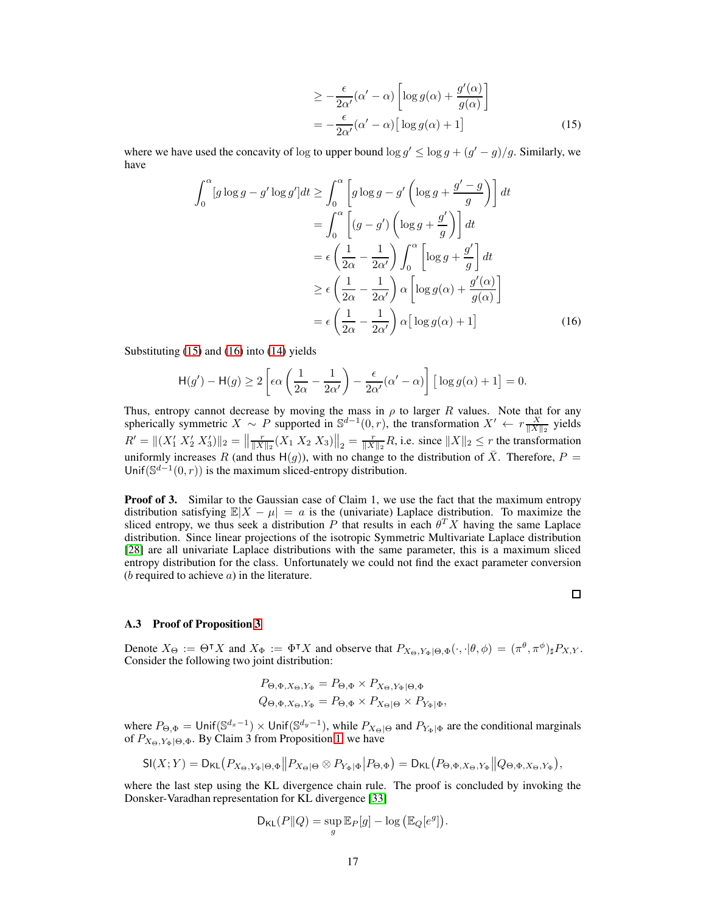$$
\geq -\frac{\epsilon}{2\alpha'}(\alpha' - \alpha)\left[\log g(\alpha) + \frac{g'(\alpha)}{g(\alpha)}\right]
$$

$$
= -\frac{\epsilon}{2\alpha'}(\alpha' - \alpha)\big[\log g(\alpha) + 1\big] \tag{15}
$$

where we have used the concavity of log to upper bound $\log g' \leq \log g + (g' - g)/g$. Similarly, we have

$$
\begin{aligned}
\int_0^{\alpha} [g \log g - g' \log g'] dt &\geq \int_0^{\alpha} \left[ g \log g - g' \left( \log g + \frac{g' - g}{g} \right) \right] dt \\
&= \int_0^{\alpha} \left[ (g - g') \left( \log g + \frac{g'}{g} \right) \right] dt \\
&= \epsilon \left( \frac{1}{2\alpha} - \frac{1}{2\alpha'} \right) \int_0^{\alpha} \left[ \log g + \frac{g'}{g} \right] dt \\
&\geq \epsilon \left( \frac{1}{2\alpha} - \frac{1}{2\alpha'} \right) \alpha \left[ \log g(\alpha) + \frac{g'(\alpha)}{g(\alpha)} \right] \\
&= \epsilon \left( \frac{1}{2\alpha} - \frac{1}{2\alpha'} \right) \alpha \big[ \log g(\alpha) + 1 \big]
\end{aligned} \tag{16}
$$

Substituting (15) and (16) into (14) yields

$$
\mathsf{H}(g') - \mathsf{H}(g) \geq 2\left[ \epsilon\alpha \left( \frac{1}{2\alpha} - \frac{1}{2\alpha'} \right) - \frac{\epsilon}{2\alpha'}(\alpha' - \alpha) \right] \big[ \log g(\alpha) + 1 \big] = 0.
$$

Thus, entropy cannot decrease by moving the mass in $\rho$ to larger $R$ values. Note that for any spherically symmetric $X \sim P$ supported in $\mathbb{S}^{d-1}(0, r)$, the transformation $X' \leftarrow r\frac{X}{\|X\|_2}$ yields $R' = \|(X_1' \; X_2' \; X_3')\|_2 = \left\|\frac{r}{\|X\|_2}(X_1 \; X_2 \; X_3)\right\|_2 = \frac{r}{\|X\|_2}R$, i.e. since $\|X\|_2 \leq r$ the transformation uniformly increases $R$ (and thus $\mathsf{H}(g)$), with no change to the distribution of $\bar{X}$. Therefore, $P = \mathsf{Unif}(\mathbb{S}^{d-1}(0, r))$ is the maximum sliced-entropy distribution.

**Proof of 3.** Similar to the Gaussian case of Claim 1, we use the fact that the maximum entropy distribution satisfying $\mathbb{E}|X - \mu| = a$ is the (univariate) Laplace distribution. To maximize the sliced entropy, we thus seek a distribution $P$ that results in each $\theta^T X$ having the same Laplace distribution. Since linear projections of the isotropic Symmetric Multivariate Laplace distribution [28] are all univariate Laplace distributions with the same parameter, this is a maximum sliced entropy distribution for the class. Unfortunately we could not find the exact parameter conversion ($b$ required to achieve $a$) in the literature.

□

### A.3 Proof of Proposition 3

Denote $X_\Theta := \Theta^\intercal X$ and $X_\Phi := \Phi^\intercal X$ and observe that $P_{X_\Theta, Y_\Phi|\Theta,\Phi}(\cdot,\cdot|\theta,\phi) = (\pi^\theta, \pi^\phi)_\sharp P_{X,Y}$. Consider the following two joint distribution:

$$
\begin{aligned}
P_{\Theta,\Phi,X_\Theta,Y_\Phi} &= P_{\Theta,\Phi} \times P_{X_\Theta,Y_\Phi|\Theta,\Phi} \\
Q_{\Theta,\Phi,X_\Theta,Y_\Phi} &= P_{\Theta,\Phi} \times P_{X_\Theta|\Theta} \times P_{Y_\Phi|\Phi},
\end{aligned}
$$

where $P_{\Theta,\Phi} = \mathsf{Unif}(\mathbb{S}^{d_x - 1}) \times \mathsf{Unif}(\mathbb{S}^{d_y - 1})$, while $P_{X_\Theta|\Theta}$ and $P_{Y_\Phi|\Phi}$ are the conditional marginals of $P_{X_\Theta,Y_\Phi|\Theta,\Phi}$. By Claim 3 from Proposition 1, we have

$$
\mathsf{SI}(X;Y) = \mathsf{D}_{\mathsf{KL}}\big(P_{X_\Theta,Y_\Phi|\Theta,\Phi} \big\| P_{X_\Theta|\Theta} \otimes P_{Y_\Phi|\Phi} \big| P_{\Theta,\Phi}\big) = \mathsf{D}_{\mathsf{KL}}\big(P_{\Theta,\Phi,X_\Theta,Y_\Phi} \big\| Q_{\Theta,\Phi,X_\Theta,Y_\Phi}\big),
$$

where the last step using the KL divergence chain rule. The proof is concluded by invoking the Donsker-Varadhan representation for KL divergence [33]

$$
\mathsf{D}_{\mathsf{KL}}(P\|Q) = \sup_g \mathbb{E}_P[g] - \log\left(\mathbb{E}_Q[e^g]\right).
$$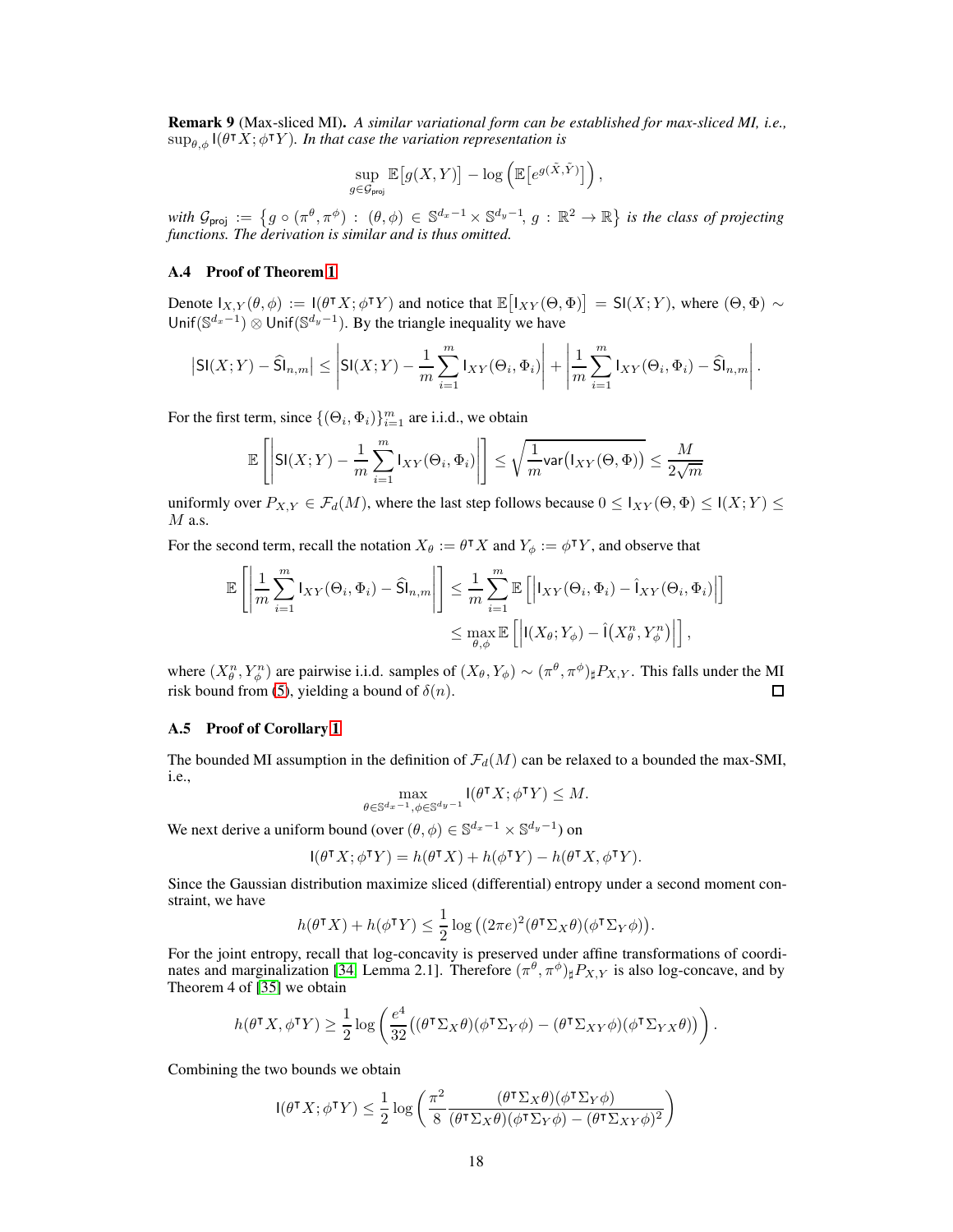**Remark 9** (Max-sliced MI). *A similar variational form can be established for max-sliced MI, i.e., $\sup_{\theta,\phi} \mathsf{I}(\theta^\intercal X; \phi^\intercal Y)$. In that case the variation representation is*

$$\sup_{g \in \mathcal{G}_{\mathsf{proj}}} \mathbb{E}\big[g(X,Y)\big] - \log\left(\mathbb{E}\big[e^{g(\tilde{X},\tilde{Y})}\big]\right),$$

*with $\mathcal{G}_{\mathsf{proj}} := \left\{ g \circ (\pi^\theta, \pi^\phi) : (\theta, \phi) \in \mathbb{S}^{d_x-1} \times \mathbb{S}^{d_y-1}, \, g : \mathbb{R}^2 \to \mathbb{R} \right\}$ is the class of projecting functions. The derivation is similar and is thus omitted.*

### A.4 Proof of Theorem 1

Denote $\mathsf{I}_{X,Y}(\theta,\phi) := \mathsf{I}(\theta^\intercal X; \phi^\intercal Y)$ and notice that $\mathbb{E}\big[\mathsf{I}_{XY}(\Theta, \Phi)\big] = \mathsf{SI}(X;Y)$, where $(\Theta, \Phi) \sim \mathsf{Unif}(\mathbb{S}^{d_x-1}) \otimes \mathsf{Unif}(\mathbb{S}^{d_y-1})$. By the triangle inequality we have

$$\big|\mathsf{SI}(X;Y) - \widehat{\mathsf{SI}}_{n,m}\big| \leq \left|\mathsf{SI}(X;Y) - \frac{1}{m}\sum_{i=1}^m \mathsf{I}_{XY}(\Theta_i, \Phi_i)\right| + \left|\frac{1}{m}\sum_{i=1}^m \mathsf{I}_{XY}(\Theta_i, \Phi_i) - \widehat{\mathsf{SI}}_{n,m}\right|.$$

For the first term, since $\{(\Theta_i, \Phi_i)\}_{i=1}^m$ are i.i.d., we obtain

$$\mathbb{E}\left[\left|\mathsf{SI}(X;Y) - \frac{1}{m}\sum_{i=1}^m \mathsf{I}_{XY}(\Theta_i, \Phi_i)\right|\right] \leq \sqrt{\frac{1}{m}\mathsf{var}\big(\mathsf{I}_{XY}(\Theta, \Phi)\big)} \leq \frac{M}{2\sqrt{m}}$$

uniformly over $P_{X,Y} \in \mathcal{F}_d(M)$, where the last step follows because $0 \leq \mathsf{I}_{XY}(\Theta, \Phi) \leq \mathsf{I}(X;Y) \leq M$ a.s.

For the second term, recall the notation $X_\theta := \theta^\intercal X$ and $Y_\phi := \phi^\intercal Y$, and observe that

$$\begin{aligned}
\mathbb{E}\left[\left|\frac{1}{m}\sum_{i=1}^m \mathsf{I}_{XY}(\Theta_i, \Phi_i) - \widehat{\mathsf{SI}}_{n,m}\right|\right] &\leq \frac{1}{m}\sum_{i=1}^m \mathbb{E}\left[\left|\mathsf{I}_{XY}(\Theta_i, \Phi_i) - \hat{\mathsf{I}}_{XY}(\Theta_i, \Phi_i)\right|\right] \\
&\leq \max_{\theta,\phi} \mathbb{E}\left[\left|\mathsf{I}(X_\theta; Y_\phi) - \hat{\mathsf{I}}\big(X_\theta^n, Y_\phi^n\big)\right|\right],
\end{aligned}$$

where $(X_\theta^n, Y_\phi^n)$ are pairwise i.i.d. samples of $(X_\theta, Y_\phi) \sim (\pi^\theta, \pi^\phi)_\sharp P_{X,Y}$. This falls under the MI risk bound from (5), yielding a bound of $\delta(n)$. $\square$

### A.5 Proof of Corollary 1

The bounded MI assumption in the definition of $\mathcal{F}_d(M)$ can be relaxed to a bounded the max-SMI, i.e.,

$$\max_{\theta \in \mathbb{S}^{d_x-1}, \phi \in \mathbb{S}^{d_y-1}} \mathsf{I}(\theta^\intercal X; \phi^\intercal Y) \leq M.$$

We next derive a uniform bound (over $(\theta,\phi) \in \mathbb{S}^{d_x-1} \times \mathbb{S}^{d_y-1}$) on

$$\mathsf{I}(\theta^\intercal X; \phi^\intercal Y) = h(\theta^\intercal X) + h(\phi^\intercal Y) - h(\theta^\intercal X, \phi^\intercal Y).$$

Since the Gaussian distribution maximize sliced (differential) entropy under a second moment constraint, we have

$$h(\theta^\intercal X) + h(\phi^\intercal Y) \leq \frac{1}{2}\log\big((2\pi e)^2 (\theta^\intercal \Sigma_X \theta)(\phi^\intercal \Sigma_Y \phi)\big).$$

For the joint entropy, recall that log-concavity is preserved under affine transformations of coordinates and marginalization [34, Lemma 2.1]. Therefore $(\pi^\theta, \pi^\phi)_\sharp P_{X,Y}$ is also log-concave, and by Theorem 4 of [35] we obtain

$$h(\theta^\intercal X, \phi^\intercal Y) \geq \frac{1}{2}\log\left(\frac{e^4}{32}\big((\theta^\intercal \Sigma_X \theta)(\phi^\intercal \Sigma_Y \phi) - (\theta^\intercal \Sigma_{XY} \phi)(\phi^\intercal \Sigma_{YX} \theta)\big)\right).$$

Combining the two bounds we obtain

$$\mathsf{I}(\theta^\intercal X; \phi^\intercal Y) \leq \frac{1}{2}\log\left(\frac{\pi^2}{8}\frac{(\theta^\intercal \Sigma_X \theta)(\phi^\intercal \Sigma_Y \phi)}{(\theta^\intercal \Sigma_X \theta)(\phi^\intercal \Sigma_Y \phi) - (\theta^\intercal \Sigma_{XY} \phi)^2}\right)$$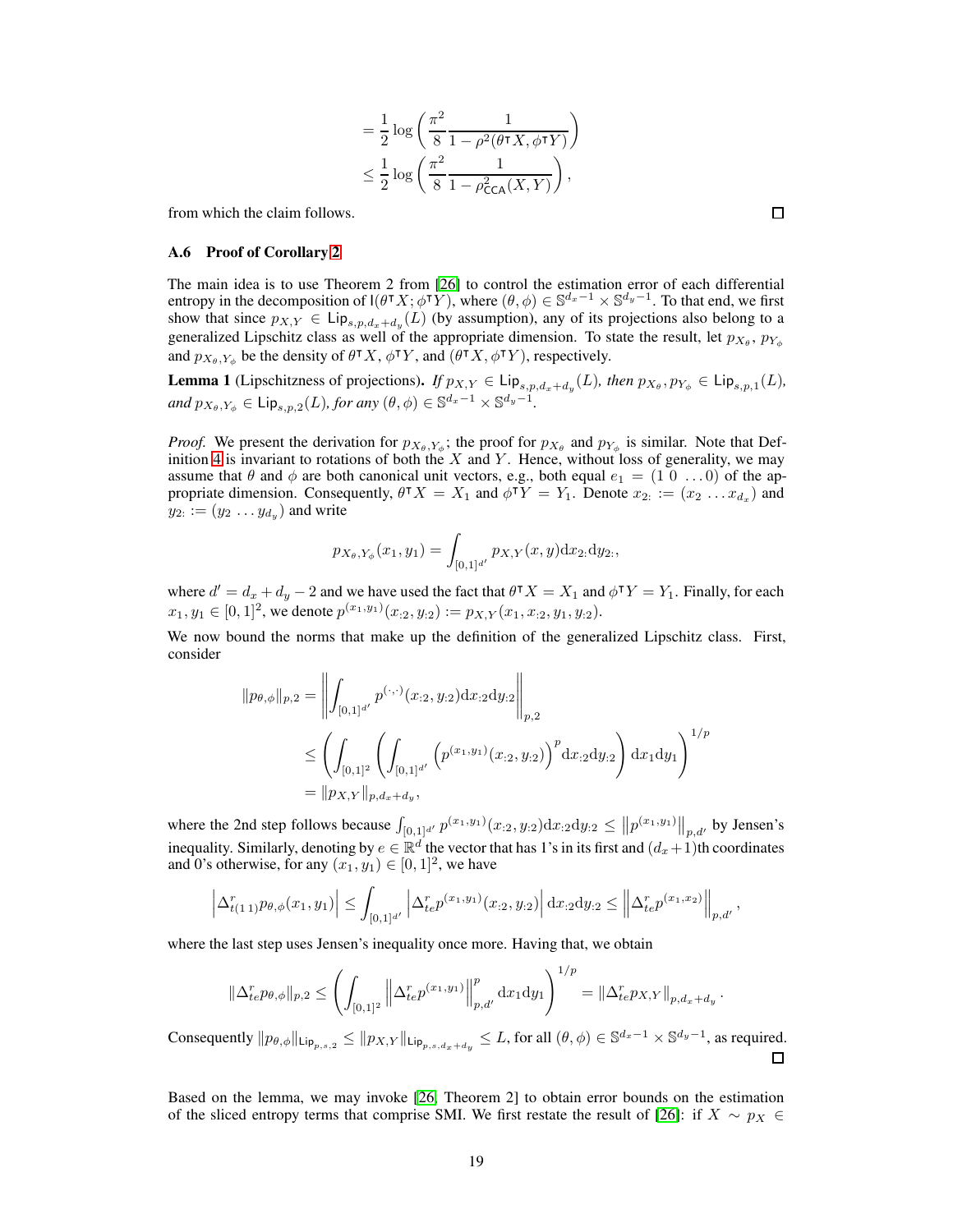$$
\begin{aligned}
&= \frac{1}{2}\log\left(\frac{\pi^2}{8}\frac{1}{1-\rho^2(\theta^\intercal X, \phi^\intercal Y)}\right) \\
&\leq \frac{1}{2}\log\left(\frac{\pi^2}{8}\frac{1}{1-\rho^2_{\mathsf{CCA}}(X,Y)}\right),
\end{aligned}
$$

from which the claim follows. ◻

### A.6 Proof of Corollary 2

The main idea is to use Theorem 2 from [26] to control the estimation error of each differential entropy in the decomposition of $\mathsf{I}(\theta^\intercal X;\phi^\intercal Y)$, where $(\theta,\phi)\in\mathbb{S}^{d_x-1}\times\mathbb{S}^{d_y-1}$. To that end, we first show that since $p_{X,Y}\in\mathsf{Lip}_{s,p,d_x+d_y}(L)$ (by assumption), any of its projections also belong to a generalized Lipschitz class as well of the appropriate dimension. To state the result, let $p_{X_\theta}$, $p_{Y_\phi}$ and $p_{X_\theta,Y_\phi}$ be the density of $\theta^\intercal X$, $\phi^\intercal Y$, and $(\theta^\intercal X, \phi^\intercal Y)$, respectively.

**Lemma 1** (Lipschitzness of projections)**.** *If $p_{X,Y}\in\mathsf{Lip}_{s,p,d_x+d_y}(L)$, then $p_{X_\theta},p_{Y_\phi}\in\mathsf{Lip}_{s,p,1}(L)$, and $p_{X_\theta,Y_\phi}\in\mathsf{Lip}_{s,p,2}(L)$, for any $(\theta,\phi)\in\mathbb{S}^{d_x-1}\times\mathbb{S}^{d_y-1}$.*

*Proof.* We present the derivation for $p_{X_\theta,Y_\phi}$; the proof for $p_{X_\theta}$ and $p_{Y_\phi}$ is similar. Note that Definition 4 is invariant to rotations of both the $X$ and $Y$. Hence, without loss of generality, we may assume that $\theta$ and $\phi$ are both canonical unit vectors, e.g., both equal $e_1=(1\ 0\ \dots 0)$ of the appropriate dimension. Consequently, $\theta^\intercal X = X_1$ and $\phi^\intercal Y = Y_1$. Denote $x_{2:} := (x_2\ \dots x_{d_x})$ and $y_{2:} := (y_2\ \dots y_{d_y})$ and write

$$
p_{X_\theta,Y_\phi}(x_1,y_1)=\int_{[0,1]^{d'}} p_{X,Y}(x,y)\mathrm{d}x_{2:}\mathrm{d}y_{2:},
$$

where $d'=d_x+d_y-2$ and we have used the fact that $\theta^\intercal X = X_1$ and $\phi^\intercal Y = Y_1$. Finally, for each $x_1,y_1\in[0,1]^2$, we denote $p^{(x_1,y_1)}(x_{:2},y_{:2}) := p_{X,Y}(x_1,x_{:2},y_1,y_{:2})$.

We now bound the norms that make up the definition of the generalized Lipschitz class. First, consider

$$
\begin{aligned}
\|p_{\theta,\phi}\|_{p,2} &= \left\|\int_{[0,1]^{d'}} p^{(\cdot,\cdot)}(x_{:2},y_{:2})\mathrm{d}x_{:2}\mathrm{d}y_{:2}\right\|_{p,2} \\
&\leq \left(\int_{[0,1]^2}\left(\int_{[0,1]^{d'}}\left(p^{(x_1,y_1)}(x_{:2},y_{:2})\right)^p \mathrm{d}x_{:2}\mathrm{d}y_{:2}\right)\mathrm{d}x_1\mathrm{d}y_1\right)^{1/p} \\
&= \|p_{X,Y}\|_{p,d_x+d_y},
\end{aligned}
$$

where the 2nd step follows because $\int_{[0,1]^{d'}} p^{(x_1,y_1)}(x_{:2},y_{:2})\mathrm{d}x_{:2}\mathrm{d}y_{:2} \leq \left\|p^{(x_1,y_1)}\right\|_{p,d'}$ by Jensen's inequality. Similarly, denoting by $e\in\mathbb{R}^d$ the vector that has 1's in its first and $(d_x+1)$th coordinates and 0's otherwise, for any $(x_1,y_1)\in[0,1]^2$, we have

$$
\left|\Delta^r_{t(1\,1)}p_{\theta,\phi}(x_1,y_1)\right| \leq \int_{[0,1]^{d'}}\left|\Delta^r_{te}p^{(x_1,y_1)}(x_{:2},y_{:2})\right|\mathrm{d}x_{:2}\mathrm{d}y_{:2} \leq \left\|\Delta^r_{te}p^{(x_1,x_2)}\right\|_{p,d'},
$$

where the last step uses Jensen's inequality once more. Having that, we obtain

$$
\|\Delta^r_{te}p_{\theta,\phi}\|_{p,2} \leq \left(\int_{[0,1]^2}\left\|\Delta^r_{te}p^{(x_1,y_1)}\right\|^p_{p,d'}\mathrm{d}x_1\mathrm{d}y_1\right)^{1/p} = \|\Delta^r_{te}p_{X,Y}\|_{p,d_x+d_y}.
$$

Consequently $\|p_{\theta,\phi}\|_{\mathsf{Lip}_{p,s,2}} \leq \|p_{X,Y}\|_{\mathsf{Lip}_{p,s,d_x+d_y}} \leq L$, for all $(\theta,\phi)\in\mathbb{S}^{d_x-1}\times\mathbb{S}^{d_y-1}$, as required. ◻

Based on the lemma, we may invoke [26, Theorem 2] to obtain error bounds on the estimation of the sliced entropy terms that comprise SMI. We first restate the result of [26]: if $X\sim p_X\in$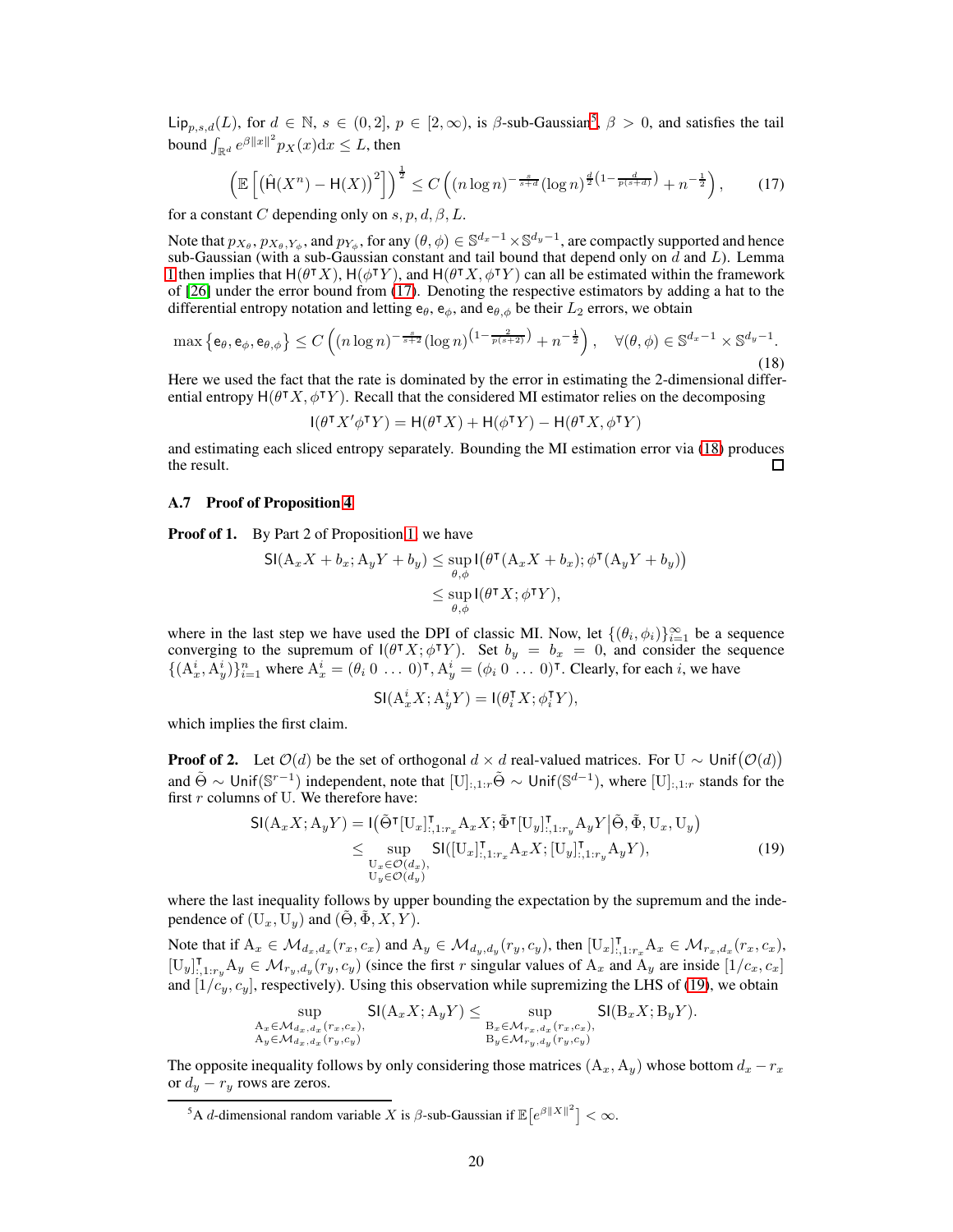$\mathsf{Lip}_{p,s,d}(L)$, for $d \in \mathbb{N}$, $s \in (0,2]$, $p \in [2,\infty)$, is $\beta$-sub-Gaussian[5], $\beta > 0$, and satisfies the tail bound $\int_{\mathbb{R}^d} e^{\beta\|x\|^2} p_X(x)\mathrm{d}x \le L$, then

$$\left(\mathbb{E}\left[\left(\hat{\mathsf{H}}(X^n) - \mathsf{H}(X)\right)^2\right]\right)^{\frac{1}{2}} \le C\left((n\log n)^{-\frac{s}{s+d}}(\log n)^{\frac{d}{2}\left(1-\frac{d}{p(s+d)}\right)} + n^{-\frac{1}{2}}\right), \tag{17}$$

for a constant $C$ depending only on $s, p, d, \beta, L$.

Note that $p_{X_\theta}, p_{X_\theta,Y_\phi}$, and $p_{Y_\phi}$, for any $(\theta,\phi) \in \mathbb{S}^{d_x-1}\times\mathbb{S}^{d_y-1}$, are compactly supported and hence sub-Gaussian (with a sub-Gaussian constant and tail bound that depend only on $d$ and $L$). Lemma 1 then implies that $\mathsf{H}(\theta^\intercal X)$, $\mathsf{H}(\phi^\intercal Y)$, and $\mathsf{H}(\theta^\intercal X, \phi^\intercal Y)$ can all be estimated within the framework of [26] under the error bound from (17). Denoting the respective estimators by adding a hat to the differential entropy notation and letting $\mathsf{e}_\theta$, $\mathsf{e}_\phi$, and $\mathsf{e}_{\theta,\phi}$ be their $L_2$ errors, we obtain

$$\max\left\{\mathsf{e}_\theta, \mathsf{e}_\phi, \mathsf{e}_{\theta,\phi}\right\} \le C\left((n\log n)^{-\frac{s}{s+2}}(\log n)^{\left(1-\frac{2}{p(s+2)}\right)} + n^{-\frac{1}{2}}\right), \quad \forall(\theta,\phi)\in\mathbb{S}^{d_x-1}\times\mathbb{S}^{d_y-1}. \tag{18}$$

Here we used the fact that the rate is dominated by the error in estimating the 2-dimensional differential entropy $\mathsf{H}(\theta^\intercal X, \phi^\intercal Y)$. Recall that the considered MI estimator relies on the decomposing

$$\mathsf{I}(\theta^\intercal X'\phi^\intercal Y) = \mathsf{H}(\theta^\intercal X) + \mathsf{H}(\phi^\intercal Y) - \mathsf{H}(\theta^\intercal X, \phi^\intercal Y)$$

and estimating each sliced entropy separately. Bounding the MI estimation error via (18) produces the result. ☐

### A.7 Proof of Proposition 4

**Proof of 1.** By Part 2 of Proposition 1, we have

$$\begin{aligned}
\mathsf{SI}(\mathrm{A}_x X + b_x; \mathrm{A}_y Y + b_y) &\le \sup_{\theta,\phi} \mathsf{I}\big(\theta^\intercal(\mathrm{A}_x X + b_x); \phi^\intercal(\mathrm{A}_y Y + b_y)\big) \\
&\le \sup_{\theta,\phi} \mathsf{I}(\theta^\intercal X; \phi^\intercal Y),
\end{aligned}$$

where in the last step we have used the DPI of classic MI. Now, let $\{(\theta_i,\phi_i)\}_{i=1}^\infty$ be a sequence converging to the supremum of $\mathsf{I}(\theta^\intercal X;\phi^\intercal Y)$. Set $b_y = b_x = 0$, and consider the sequence $\{(\mathrm{A}_x^i, \mathrm{A}_y^i)\}_{i=1}^n$ where $\mathrm{A}_x^i = (\theta_i\ 0\ \ldots\ 0)^\intercal, \mathrm{A}_y^i = (\phi_i\ 0\ \ldots\ 0)^\intercal$. Clearly, for each $i$, we have

$$\mathsf{SI}(\mathrm{A}_x^i X; \mathrm{A}_y^i Y) = \mathsf{I}(\theta_i^\intercal X; \phi_i^\intercal Y),$$

which implies the first claim.

**Proof of 2.** Let $\mathcal{O}(d)$ be the set of orthogonal $d\times d$ real-valued matrices. For $\mathrm{U}\sim\mathsf{Unif}\big(\mathcal{O}(d)\big)$ and $\tilde{\Theta}\sim\mathsf{Unif}(\mathbb{S}^{r-1})$ independent, note that $[\mathrm{U}]_{:,1:r}\tilde{\Theta}\sim\mathsf{Unif}(\mathbb{S}^{d-1})$, where $[\mathrm{U}]_{:,1:r}$ stands for the first $r$ columns of $\mathrm{U}$. We therefore have:

$$\begin{aligned}
\mathsf{SI}(\mathrm{A}_x X; \mathrm{A}_y Y) &= \mathsf{I}\big(\tilde{\Theta}^\intercal[\mathrm{U}_x]_{:,1:r_x}^\intercal \mathrm{A}_x X; \tilde{\Phi}^\intercal[\mathrm{U}_y]_{:,1:r_y}^\intercal \mathrm{A}_y Y \big| \tilde{\Theta}, \tilde{\Phi}, \mathrm{U}_x, \mathrm{U}_y\big) \\
&\le \sup_{\substack{\mathrm{U}_x\in\mathcal{O}(d_x),\\ \mathrm{U}_y\in\mathcal{O}(d_y)}} \mathsf{SI}([\mathrm{U}_x]_{:,1:r_x}^\intercal \mathrm{A}_x X; [\mathrm{U}_y]_{:,1:r_y}^\intercal \mathrm{A}_y Y),
\end{aligned} \tag{19}$$

where the last inequality follows by upper bounding the expectation by the supremum and the independence of $(\mathrm{U}_x,\mathrm{U}_y)$ and $(\tilde{\Theta},\tilde{\Phi},X,Y)$.

Note that if $\mathrm{A}_x\in\mathcal{M}_{d_x,d_x}(r_x,c_x)$ and $\mathrm{A}_y\in\mathcal{M}_{d_y,d_y}(r_y,c_y)$, then $[\mathrm{U}_x]_{:,1:r_x}^\intercal \mathrm{A}_x\in\mathcal{M}_{r_x,d_x}(r_x,c_x)$, $[\mathrm{U}_y]_{:,1:r_y}^\intercal \mathrm{A}_y\in\mathcal{M}_{r_y,d_y}(r_y,c_y)$ (since the first $r$ singular values of $\mathrm{A}_x$ and $\mathrm{A}_y$ are inside $[1/c_x, c_x]$ and $[1/c_y, c_y]$, respectively). Using this observation while supremizing the LHS of (19), we obtain

$$\sup_{\substack{\mathrm{A}_x\in\mathcal{M}_{d_x,d_x}(r_x,c_x),\\ \mathrm{A}_y\in\mathcal{M}_{d_x,d_x}(r_y,c_y)}} \mathsf{SI}(\mathrm{A}_x X; \mathrm{A}_y Y) \le \sup_{\substack{\mathrm{B}_x\in\mathcal{M}_{r_x,d_x}(r_x,c_x),\\ \mathrm{B}_y\in\mathcal{M}_{r_y,d_y}(r_y,c_y)}} \mathsf{SI}(\mathrm{B}_x X; \mathrm{B}_y Y).$$

The opposite inequality follows by only considering those matrices $(\mathrm{A}_x,\mathrm{A}_y)$ whose bottom $d_x - r_x$ or $d_y - r_y$ rows are zeros.

---

[5] A $d$-dimensional random variable $X$ is $\beta$-sub-Gaussian if $\mathbb{E}\big[e^{\beta\|X\|^2}\big] < \infty$.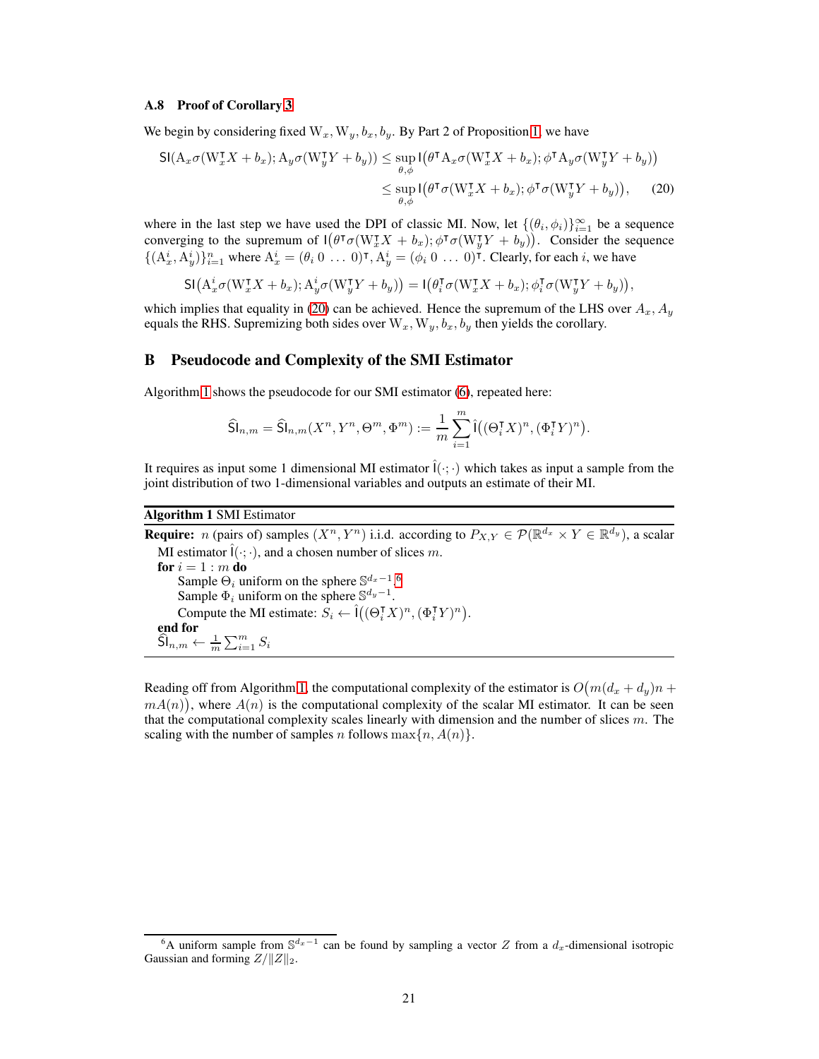### A.8 Proof of Corollary 3

We begin by considering fixed $\mathrm{W}_x, \mathrm{W}_y, b_x, b_y$. By Part 2 of Proposition 1, we have

$$
\begin{aligned}
\mathsf{SI}(\mathrm{A}_x\sigma(\mathrm{W}_x^\intercal X + b_x); \mathrm{A}_y\sigma(\mathrm{W}_y^\intercal Y + b_y)) &\leq \sup_{\theta,\phi} \mathsf{I}\big(\theta^\intercal \mathrm{A}_x\sigma(\mathrm{W}_x^\intercal X + b_x); \phi^\intercal \mathrm{A}_y\sigma(\mathrm{W}_y^\intercal Y + b_y)\big) \\
&\leq \sup_{\theta,\phi} \mathsf{I}\big(\theta^\intercal \sigma(\mathrm{W}_x^\intercal X + b_x); \phi^\intercal \sigma(\mathrm{W}_y^\intercal Y + b_y)\big), \qquad (20)
\end{aligned}
$$

where in the last step we have used the DPI of classic MI. Now, let $\{(\theta_i, \phi_i)\}_{i=1}^\infty$ be a sequence converging to the supremum of $\mathsf{I}\big(\theta^\intercal \sigma(\mathrm{W}_x^\intercal X + b_x); \phi^\intercal \sigma(\mathrm{W}_y^\intercal Y + b_y)\big)$. Consider the sequence $\{(\mathrm{A}_x^i, \mathrm{A}_y^i)\}_{i=1}^n$ where $\mathrm{A}_x^i = (\theta_i \; 0 \; \dots \; 0)^\intercal, \mathrm{A}_y^i = (\phi_i \; 0 \; \dots \; 0)^\intercal$. Clearly, for each $i$, we have

$$
\mathsf{SI}\big(\mathrm{A}_x^i\sigma(\mathrm{W}_x^\intercal X + b_x); \mathrm{A}_y^i\sigma(\mathrm{W}_y^\intercal Y + b_y)\big) = \mathsf{I}\big(\theta_i^\intercal \sigma(\mathrm{W}_x^\intercal X + b_x); \phi_i^\intercal \sigma(\mathrm{W}_y^\intercal Y + b_y)\big),
$$

which implies that equality in (20) can be achieved. Hence the supremum of the LHS over $A_x, A_y$ equals the RHS. Supremizing both sides over $\mathrm{W}_x, \mathrm{W}_y, b_x, b_y$ then yields the corollary.

## B Pseudocode and Complexity of the SMI Estimator

Algorithm 1 shows the pseudocode for our SMI estimator (6), repeated here:

$$
\widehat{\mathsf{SI}}_{n,m} = \widehat{\mathsf{SI}}_{n,m}(X^n, Y^n, \Theta^m, \Phi^m) := \frac{1}{m}\sum_{i=1}^m \hat{\mathsf{I}}\big((\Theta_i^\intercal X)^n, (\Phi_i^\intercal Y)^n\big).
$$

It requires as input some 1 dimensional MI estimator $\hat{\mathsf{I}}(\cdot;\cdot)$ which takes as input a sample from the joint distribution of two 1-dimensional variables and outputs an estimate of their MI.

**Algorithm 1** SMI Estimator

**Require:** $n$ (pairs of) samples $(X^n, Y^n)$ i.i.d. according to $P_{X,Y} \in \mathcal{P}(\mathbb{R}^{d_x} \times Y \in \mathbb{R}^{d_y})$, a scalar MI estimator $\hat{\mathsf{I}}(\cdot;\cdot)$, and a chosen number of slices $m$.

**for** $i = 1 : m$ **do**
  Sample $\Theta_i$ uniform on the sphere $\mathbb{S}^{d_x-1}$.[6]
  Sample $\Phi_i$ uniform on the sphere $\mathbb{S}^{d_y-1}$.
  Compute the MI estimate: $S_i \leftarrow \hat{\mathsf{I}}\big((\Theta_i^\intercal X)^n, (\Phi_i^\intercal Y)^n\big)$.
**end for**
$\widehat{\mathsf{SI}}_{n,m} \leftarrow \frac{1}{m}\sum_{i=1}^m S_i$

Reading off from Algorithm 1, the computational complexity of the estimator is $O\big(m(d_x + d_y)n + mA(n)\big)$, where $A(n)$ is the computational complexity of the scalar MI estimator. It can be seen that the computational complexity scales linearly with dimension and the number of slices $m$. The scaling with the number of samples $n$ follows $\max\{n, A(n)\}$.

[6] A uniform sample from $\mathbb{S}^{d_x-1}$ can be found by sampling a vector $Z$ from a $d_x$-dimensional isotropic Gaussian and forming $Z/\|Z\|_2$.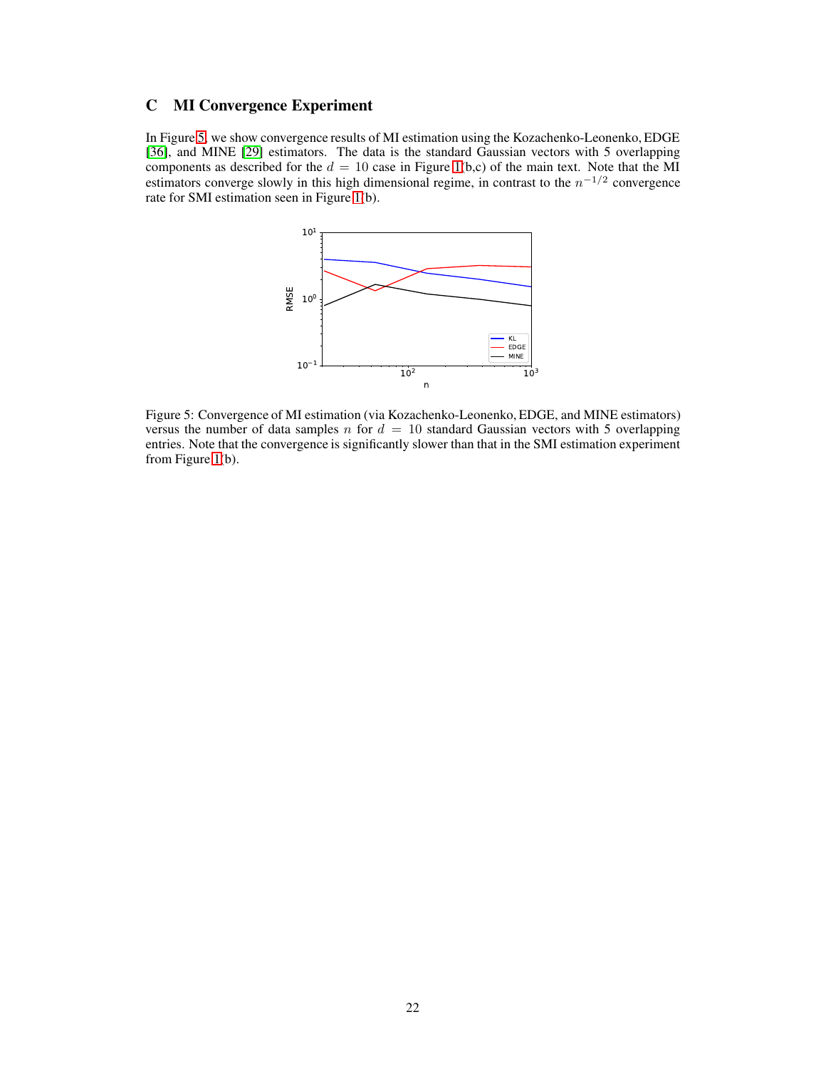## C MI Convergence Experiment

In Figure 5, we show convergence results of MI estimation using the Kozachenko-Leonenko, EDGE [36], and MINE [29] estimators. The data is the standard Gaussian vectors with 5 overlapping components as described for the $d = 10$ case in Figure 1(b,c) of the main text. Note that the MI estimators converge slowly in this high dimensional regime, in contrast to the $n^{-1/2}$ convergence rate for SMI estimation seen in Figure 1(b).

$10^1$

$10^0$

$10^{-1}$

RMSE

KL

EDGE

MINE

$10^2$

$10^3$

n

Figure 5: Convergence of MI estimation (via Kozachenko-Leonenko, EDGE, and MINE estimators) versus the number of data samples $n$ for $d = 10$ standard Gaussian vectors with 5 overlapping entries. Note that the convergence is significantly slower than that in the SMI estimation experiment from Figure 1(b).